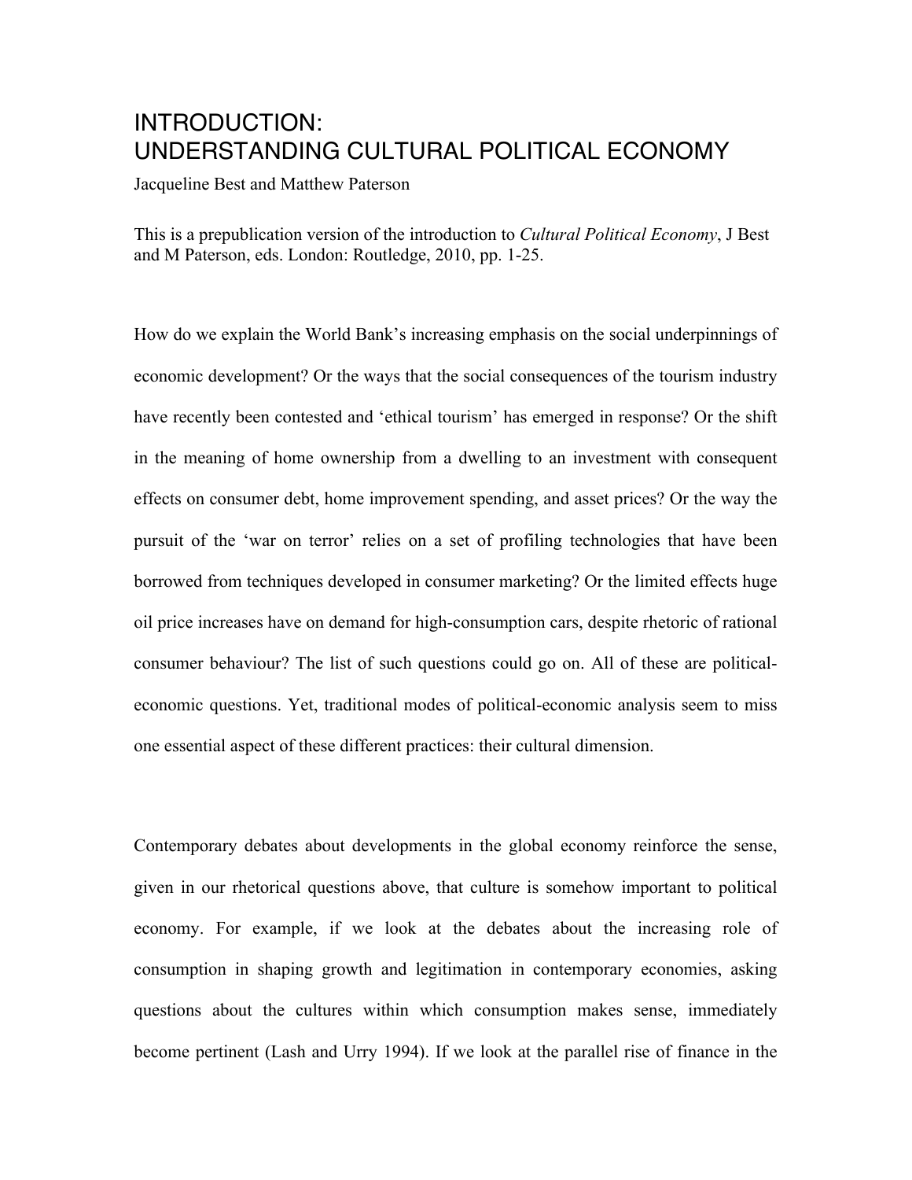# INTRODUCTION: UNDERSTANDING CULTURAL POLITICAL ECONOMY

Jacqueline Best and Matthew Paterson

This is a prepublication version of the introduction to *Cultural Political Economy*, J Best and M Paterson, eds. London: Routledge, 2010, pp. 1-25.

How do we explain the World Bank's increasing emphasis on the social underpinnings of economic development? Or the ways that the social consequences of the tourism industry have recently been contested and 'ethical tourism' has emerged in response? Or the shift in the meaning of home ownership from a dwelling to an investment with consequent effects on consumer debt, home improvement spending, and asset prices? Or the way the pursuit of the 'war on terror' relies on a set of profiling technologies that have been borrowed from techniques developed in consumer marketing? Or the limited effects huge oil price increases have on demand for high-consumption cars, despite rhetoric of rational consumer behaviour? The list of such questions could go on. All of these are political-economic questions. Yet, traditional modes of political-economic analysis seem to miss one essential aspect of these different practices: their cultural dimension.

Contemporary debates about developments in the global economy reinforce the sense, given in our rhetorical questions above, that culture is somehow important to political economy. For example, if we look at the debates about the increasing role of consumption in shaping growth and legitimation in contemporary economies, asking questions about the cultures within which consumption makes sense, immediately become pertinent (Lash and Urry 1994). If we look at the parallel rise of finance in the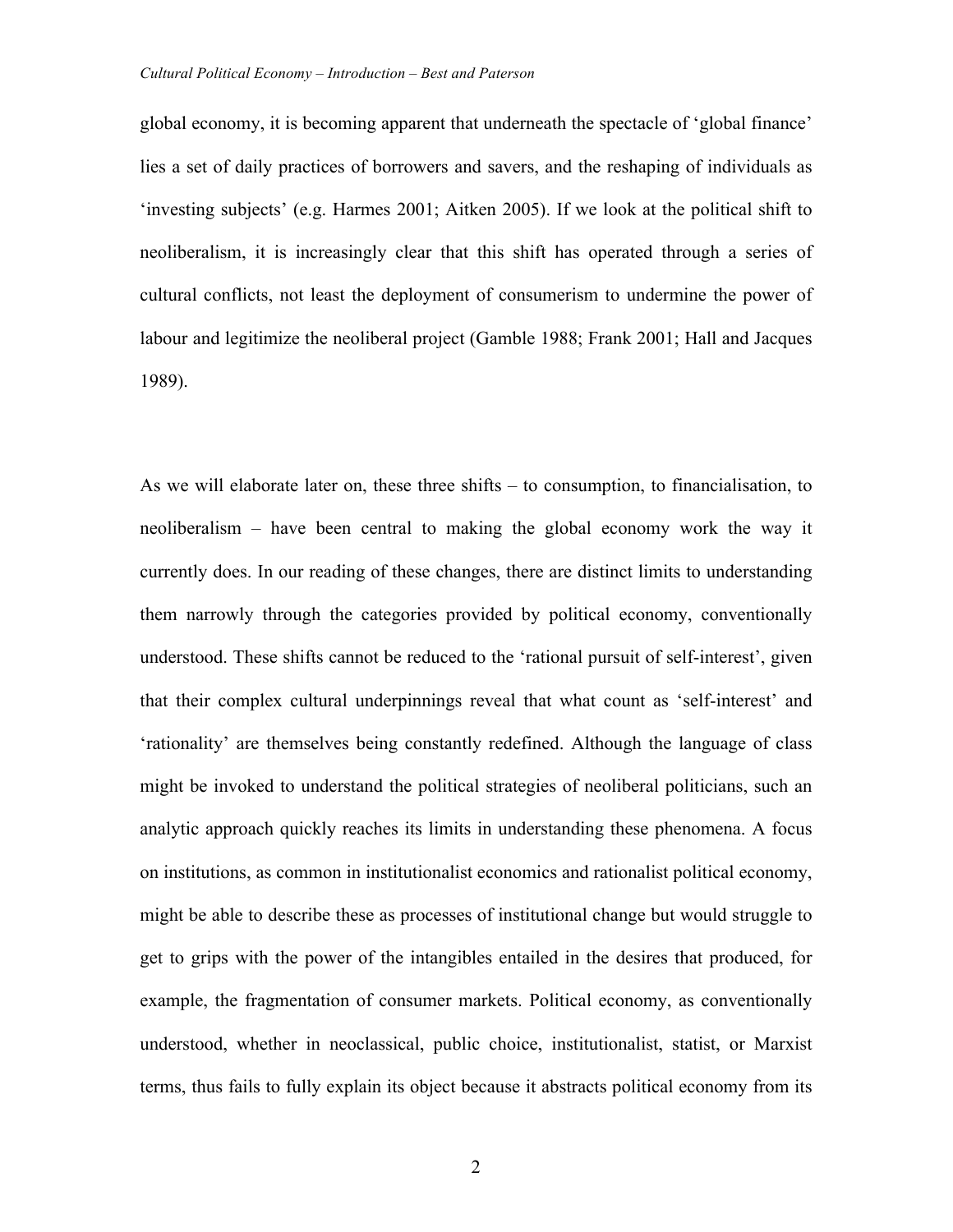global economy, it is becoming apparent that underneath the spectacle of 'global finance' lies a set of daily practices of borrowers and savers, and the reshaping of individuals as 'investing subjects' (e.g. Harmes 2001; Aitken 2005). If we look at the political shift to neoliberalism, it is increasingly clear that this shift has operated through a series of cultural conflicts, not least the deployment of consumerism to undermine the power of labour and legitimize the neoliberal project (Gamble 1988; Frank 2001; Hall and Jacques 1989).

As we will elaborate later on, these three shifts – to consumption, to financialisation, to neoliberalism – have been central to making the global economy work the way it currently does. In our reading of these changes, there are distinct limits to understanding them narrowly through the categories provided by political economy, conventionally understood. These shifts cannot be reduced to the 'rational pursuit of self-interest', given that their complex cultural underpinnings reveal that what count as 'self-interest' and 'rationality' are themselves being constantly redefined. Although the language of class might be invoked to understand the political strategies of neoliberal politicians, such an analytic approach quickly reaches its limits in understanding these phenomena. A focus on institutions, as common in institutionalist economics and rationalist political economy, might be able to describe these as processes of institutional change but would struggle to get to grips with the power of the intangibles entailed in the desires that produced, for example, the fragmentation of consumer markets. Political economy, as conventionally understood, whether in neoclassical, public choice, institutionalist, statist, or Marxist terms, thus fails to fully explain its object because it abstracts political economy from its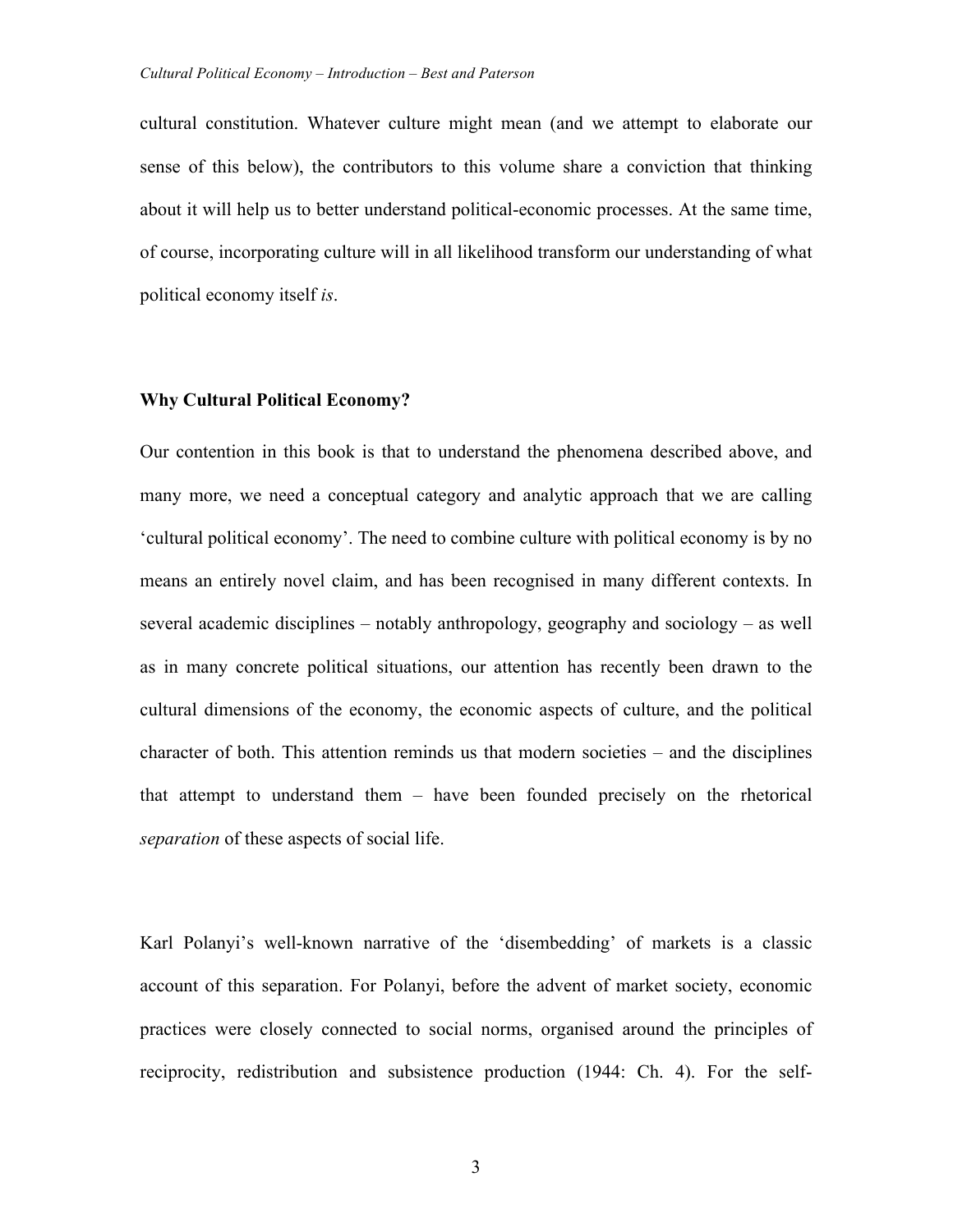cultural constitution. Whatever culture might mean (and we attempt to elaborate our sense of this below), the contributors to this volume share a conviction that thinking about it will help us to better understand political-economic processes. At the same time, of course, incorporating culture will in all likelihood transform our understanding of what political economy itself *is*.

## Why Cultural Political Economy?

Our contention in this book is that to understand the phenomena described above, and many more, we need a conceptual category and analytic approach that we are calling 'cultural political economy'. The need to combine culture with political economy is by no means an entirely novel claim, and has been recognised in many different contexts. In several academic disciplines – notably anthropology, geography and sociology – as well as in many concrete political situations, our attention has recently been drawn to the cultural dimensions of the economy, the economic aspects of culture, and the political character of both. This attention reminds us that modern societies – and the disciplines that attempt to understand them – have been founded precisely on the rhetorical *separation* of these aspects of social life.

Karl Polanyi's well-known narrative of the 'disembedding' of markets is a classic account of this separation. For Polanyi, before the advent of market society, economic practices were closely connected to social norms, organised around the principles of reciprocity, redistribution and subsistence production (1944: Ch. 4). For the self-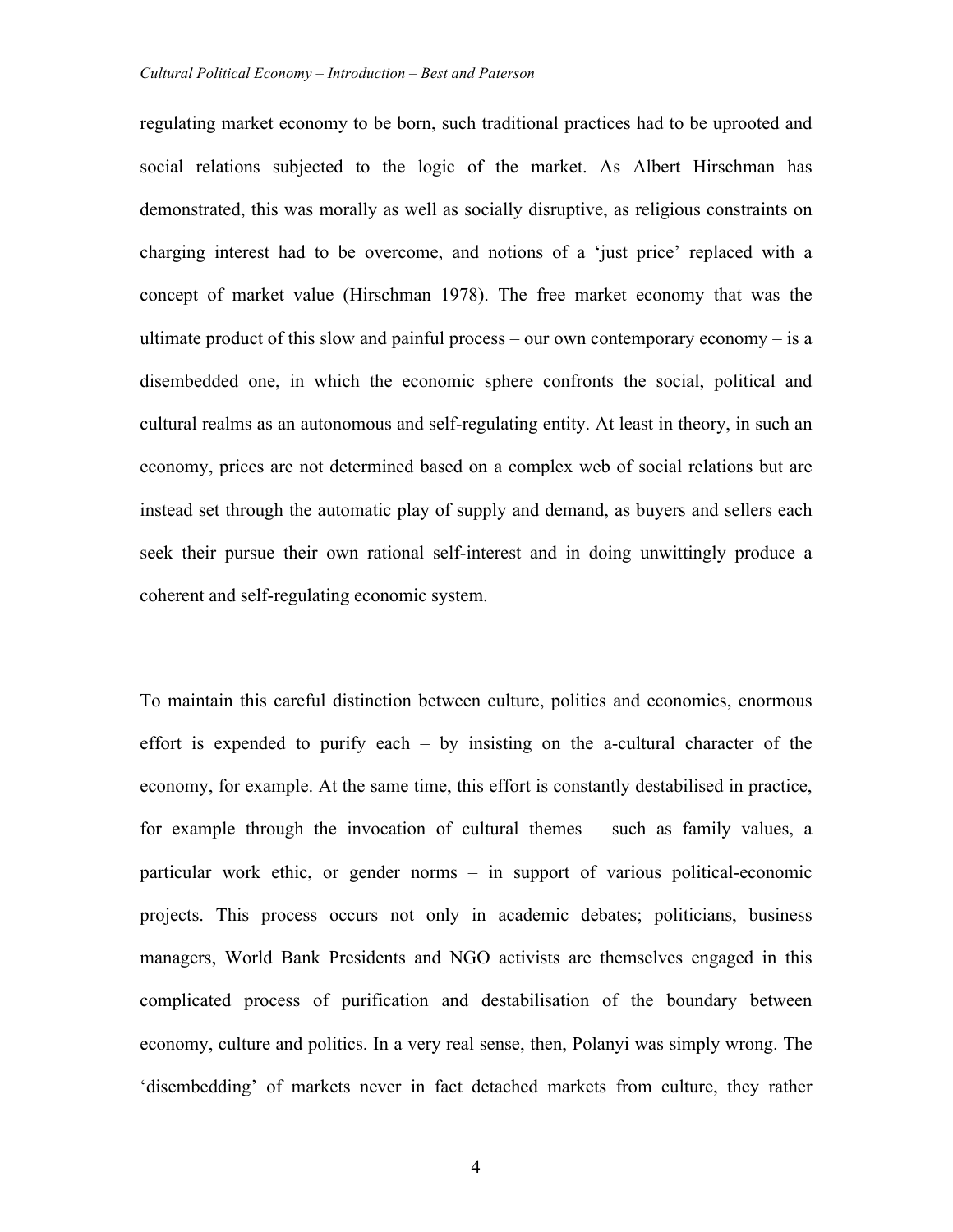regulating market economy to be born, such traditional practices had to be uprooted and social relations subjected to the logic of the market. As Albert Hirschman has demonstrated, this was morally as well as socially disruptive, as religious constraints on charging interest had to be overcome, and notions of a 'just price' replaced with a concept of market value (Hirschman 1978). The free market economy that was the ultimate product of this slow and painful process – our own contemporary economy – is a disembedded one, in which the economic sphere confronts the social, political and cultural realms as an autonomous and self-regulating entity. At least in theory, in such an economy, prices are not determined based on a complex web of social relations but are instead set through the automatic play of supply and demand, as buyers and sellers each seek their pursue their own rational self-interest and in doing unwittingly produce a coherent and self-regulating economic system.

To maintain this careful distinction between culture, politics and economics, enormous effort is expended to purify each – by insisting on the a-cultural character of the economy, for example. At the same time, this effort is constantly destabilised in practice, for example through the invocation of cultural themes – such as family values, a particular work ethic, or gender norms – in support of various political-economic projects. This process occurs not only in academic debates; politicians, business managers, World Bank Presidents and NGO activists are themselves engaged in this complicated process of purification and destabilisation of the boundary between economy, culture and politics. In a very real sense, then, Polanyi was simply wrong. The 'disembedding' of markets never in fact detached markets from culture, they rather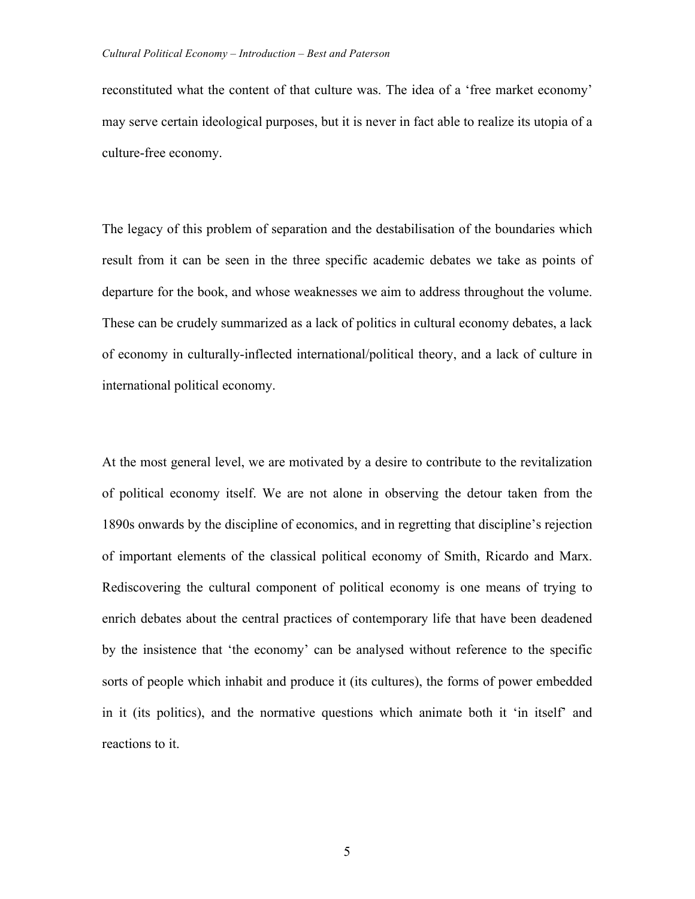reconstituted what the content of that culture was. The idea of a 'free market economy' may serve certain ideological purposes, but it is never in fact able to realize its utopia of a culture-free economy.

The legacy of this problem of separation and the destabilisation of the boundaries which result from it can be seen in the three specific academic debates we take as points of departure for the book, and whose weaknesses we aim to address throughout the volume. These can be crudely summarized as a lack of politics in cultural economy debates, a lack of economy in culturally-inflected international/political theory, and a lack of culture in international political economy.

At the most general level, we are motivated by a desire to contribute to the revitalization of political economy itself. We are not alone in observing the detour taken from the 1890s onwards by the discipline of economics, and in regretting that discipline's rejection of important elements of the classical political economy of Smith, Ricardo and Marx. Rediscovering the cultural component of political economy is one means of trying to enrich debates about the central practices of contemporary life that have been deadened by the insistence that 'the economy' can be analysed without reference to the specific sorts of people which inhabit and produce it (its cultures), the forms of power embedded in it (its politics), and the normative questions which animate both it 'in itself' and reactions to it.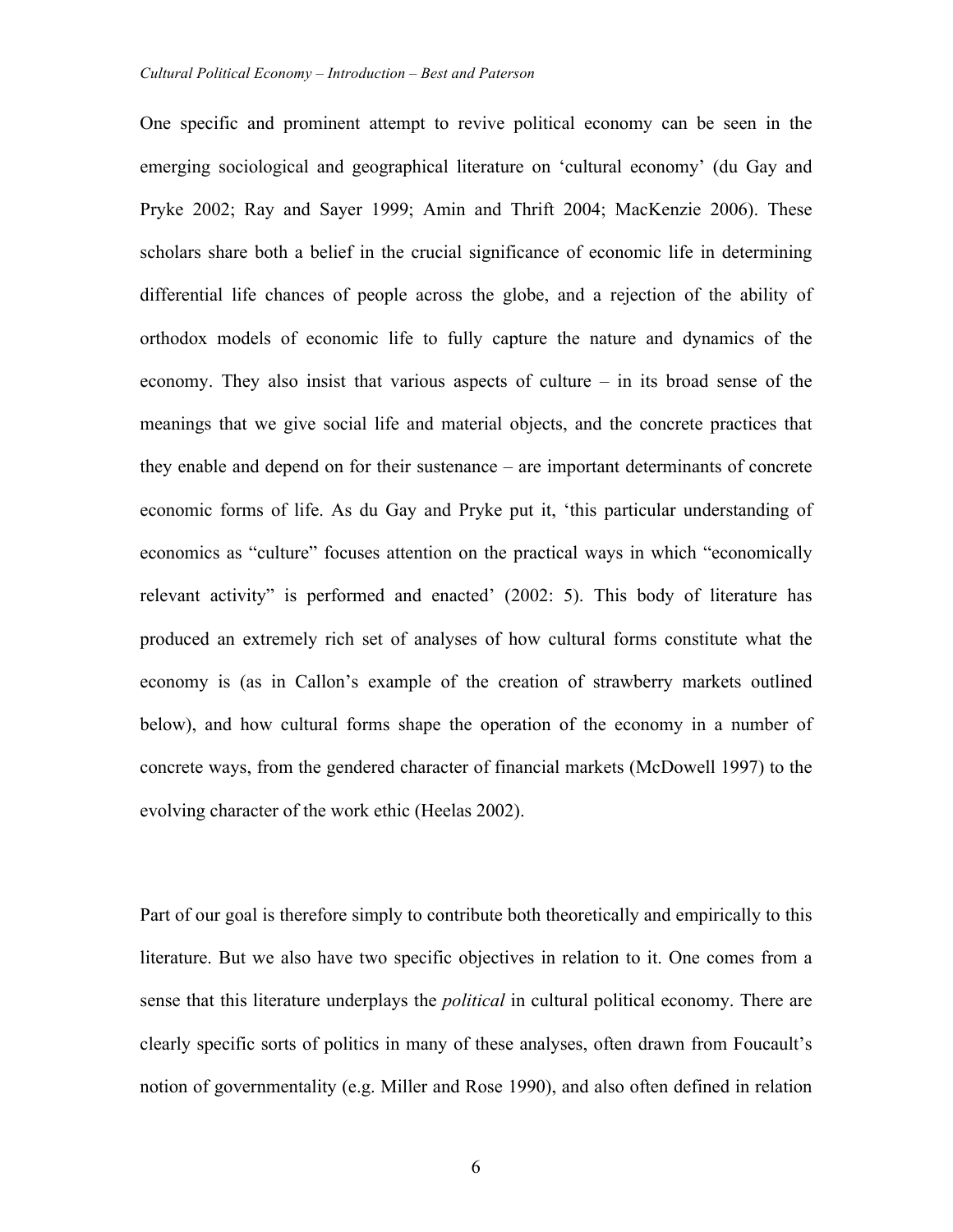One specific and prominent attempt to revive political economy can be seen in the emerging sociological and geographical literature on 'cultural economy' (du Gay and Pryke 2002; Ray and Sayer 1999; Amin and Thrift 2004; MacKenzie 2006). These scholars share both a belief in the crucial significance of economic life in determining differential life chances of people across the globe, and a rejection of the ability of orthodox models of economic life to fully capture the nature and dynamics of the economy. They also insist that various aspects of culture – in its broad sense of the meanings that we give social life and material objects, and the concrete practices that they enable and depend on for their sustenance – are important determinants of concrete economic forms of life. As du Gay and Pryke put it, 'this particular understanding of economics as "culture" focuses attention on the practical ways in which "economically relevant activity" is performed and enacted' (2002: 5). This body of literature has produced an extremely rich set of analyses of how cultural forms constitute what the economy is (as in Callon's example of the creation of strawberry markets outlined below), and how cultural forms shape the operation of the economy in a number of concrete ways, from the gendered character of financial markets (McDowell 1997) to the evolving character of the work ethic (Heelas 2002).

Part of our goal is therefore simply to contribute both theoretically and empirically to this literature. But we also have two specific objectives in relation to it. One comes from a sense that this literature underplays the *political* in cultural political economy. There are clearly specific sorts of politics in many of these analyses, often drawn from Foucault's notion of governmentality (e.g. Miller and Rose 1990), and also often defined in relation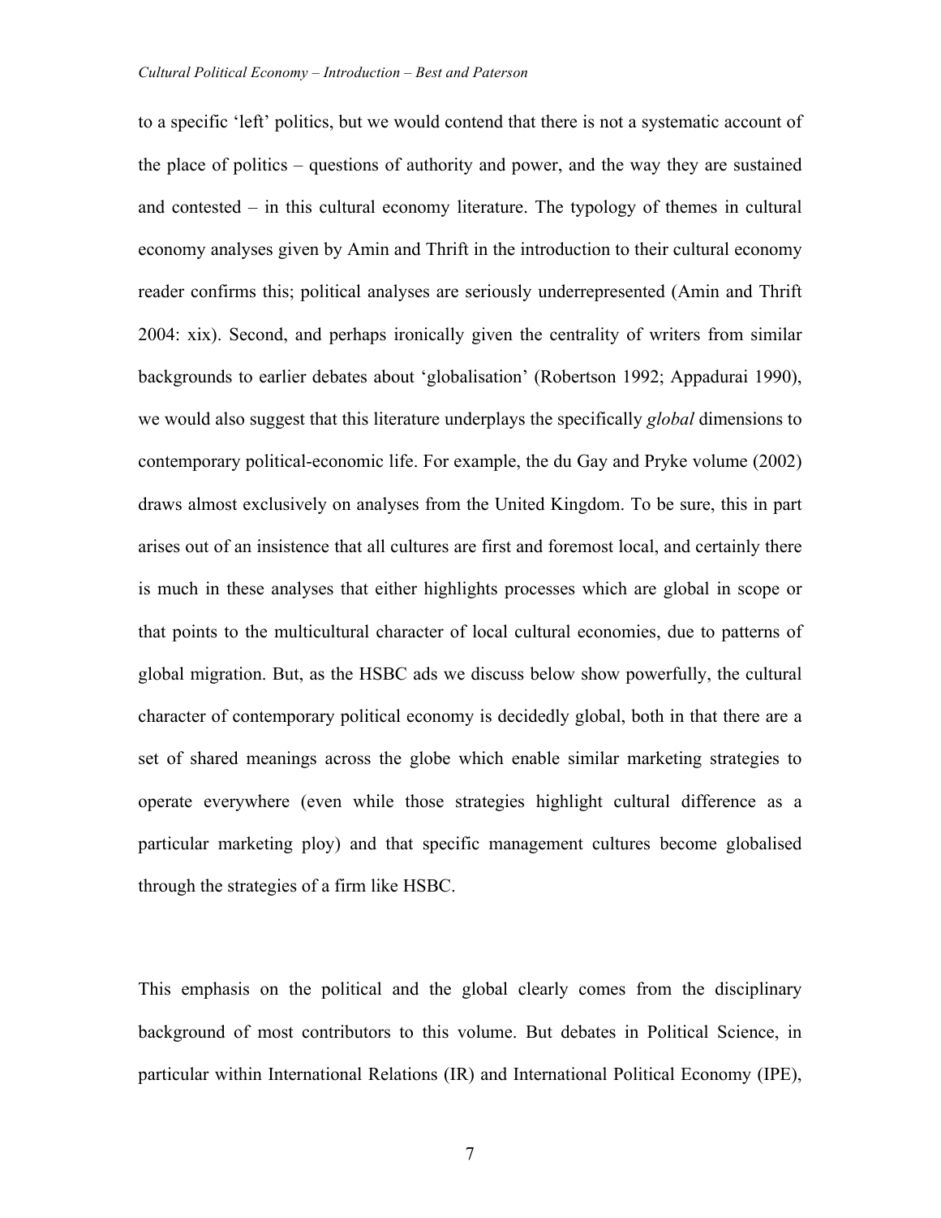to a specific 'left' politics, but we would contend that there is not a systematic account of the place of politics – questions of authority and power, and the way they are sustained and contested – in this cultural economy literature. The typology of themes in cultural economy analyses given by Amin and Thrift in the introduction to their cultural economy reader confirms this; political analyses are seriously underrepresented (Amin and Thrift 2004: xix). Second, and perhaps ironically given the centrality of writers from similar backgrounds to earlier debates about 'globalisation' (Robertson 1992; Appadurai 1990), we would also suggest that this literature underplays the specifically *global* dimensions to contemporary political-economic life. For example, the du Gay and Pryke volume (2002) draws almost exclusively on analyses from the United Kingdom. To be sure, this in part arises out of an insistence that all cultures are first and foremost local, and certainly there is much in these analyses that either highlights processes which are global in scope or that points to the multicultural character of local cultural economies, due to patterns of global migration. But, as the HSBC ads we discuss below show powerfully, the cultural character of contemporary political economy is decidedly global, both in that there are a set of shared meanings across the globe which enable similar marketing strategies to operate everywhere (even while those strategies highlight cultural difference as a particular marketing ploy) and that specific management cultures become globalised through the strategies of a firm like HSBC.

This emphasis on the political and the global clearly comes from the disciplinary background of most contributors to this volume. But debates in Political Science, in particular within International Relations (IR) and International Political Economy (IPE),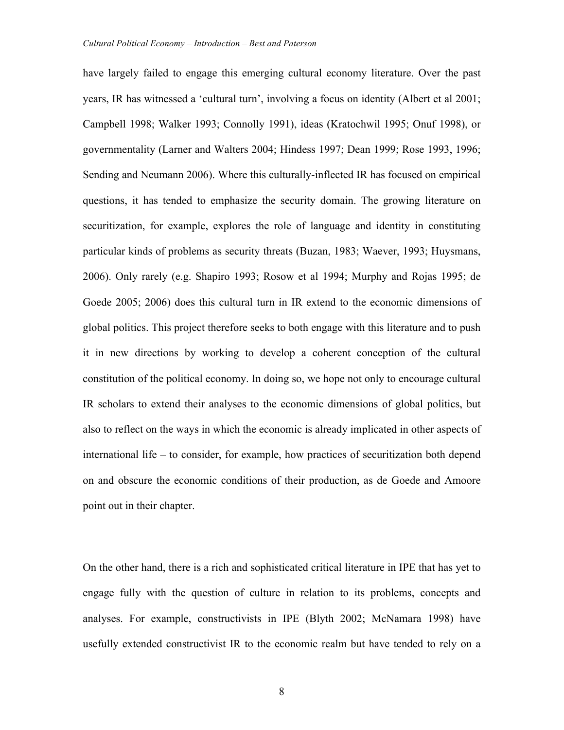have largely failed to engage this emerging cultural economy literature. Over the past years, IR has witnessed a 'cultural turn', involving a focus on identity (Albert et al 2001; Campbell 1998; Walker 1993; Connolly 1991), ideas (Kratochwil 1995; Onuf 1998), or governmentality (Larner and Walters 2004; Hindess 1997; Dean 1999; Rose 1993, 1996; Sending and Neumann 2006). Where this culturally-inflected IR has focused on empirical questions, it has tended to emphasize the security domain. The growing literature on securitization, for example, explores the role of language and identity in constituting particular kinds of problems as security threats (Buzan, 1983; Waever, 1993; Huysmans, 2006). Only rarely (e.g. Shapiro 1993; Rosow et al 1994; Murphy and Rojas 1995; de Goede 2005; 2006) does this cultural turn in IR extend to the economic dimensions of global politics. This project therefore seeks to both engage with this literature and to push it in new directions by working to develop a coherent conception of the cultural constitution of the political economy. In doing so, we hope not only to encourage cultural IR scholars to extend their analyses to the economic dimensions of global politics, but also to reflect on the ways in which the economic is already implicated in other aspects of international life – to consider, for example, how practices of securitization both depend on and obscure the economic conditions of their production, as de Goede and Amoore point out in their chapter.

On the other hand, there is a rich and sophisticated critical literature in IPE that has yet to engage fully with the question of culture in relation to its problems, concepts and analyses. For example, constructivists in IPE (Blyth 2002; McNamara 1998) have usefully extended constructivist IR to the economic realm but have tended to rely on a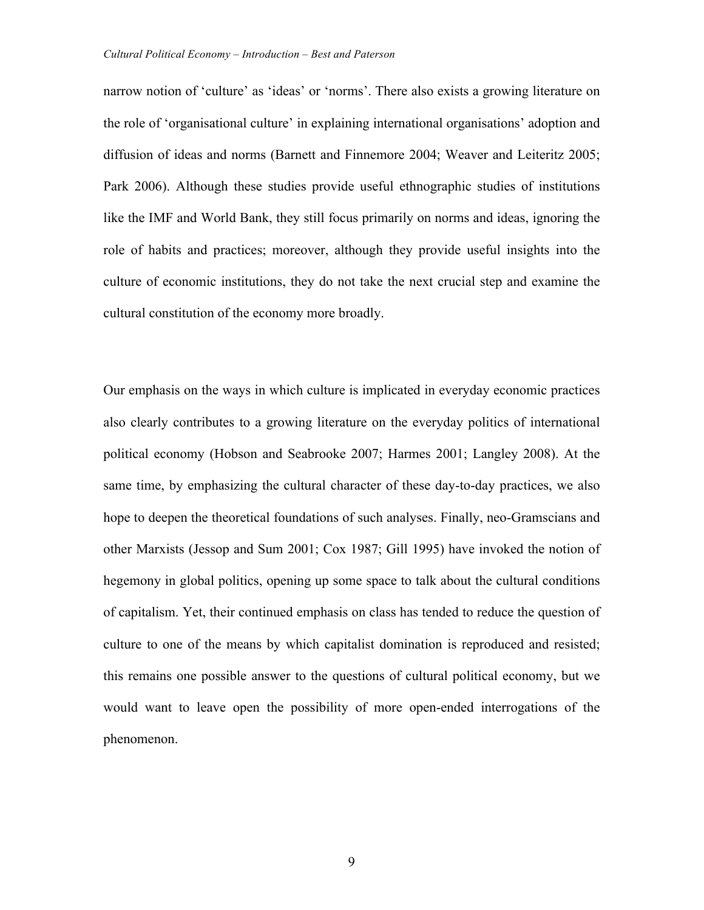narrow notion of 'culture' as 'ideas' or 'norms'. There also exists a growing literature on the role of 'organisational culture' in explaining international organisations' adoption and diffusion of ideas and norms (Barnett and Finnemore 2004; Weaver and Leiteritz 2005; Park 2006). Although these studies provide useful ethnographic studies of institutions like the IMF and World Bank, they still focus primarily on norms and ideas, ignoring the role of habits and practices; moreover, although they provide useful insights into the culture of economic institutions, they do not take the next crucial step and examine the cultural constitution of the economy more broadly.

Our emphasis on the ways in which culture is implicated in everyday economic practices also clearly contributes to a growing literature on the everyday politics of international political economy (Hobson and Seabrooke 2007; Harmes 2001; Langley 2008). At the same time, by emphasizing the cultural character of these day-to-day practices, we also hope to deepen the theoretical foundations of such analyses. Finally, neo-Gramscians and other Marxists (Jessop and Sum 2001; Cox 1987; Gill 1995) have invoked the notion of hegemony in global politics, opening up some space to talk about the cultural conditions of capitalism. Yet, their continued emphasis on class has tended to reduce the question of culture to one of the means by which capitalist domination is reproduced and resisted; this remains one possible answer to the questions of cultural political economy, but we would want to leave open the possibility of more open-ended interrogations of the phenomenon.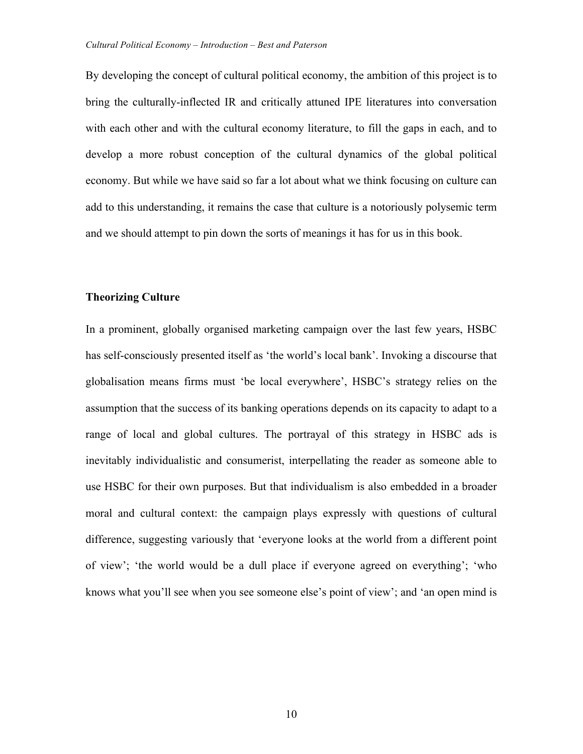By developing the concept of cultural political economy, the ambition of this project is to bring the culturally-inflected IR and critically attuned IPE literatures into conversation with each other and with the cultural economy literature, to fill the gaps in each, and to develop a more robust conception of the cultural dynamics of the global political economy. But while we have said so far a lot about what we think focusing on culture can add to this understanding, it remains the case that culture is a notoriously polysemic term and we should attempt to pin down the sorts of meanings it has for us in this book.

## Theorizing Culture

In a prominent, globally organised marketing campaign over the last few years, HSBC has self-consciously presented itself as 'the world's local bank'. Invoking a discourse that globalisation means firms must 'be local everywhere', HSBC's strategy relies on the assumption that the success of its banking operations depends on its capacity to adapt to a range of local and global cultures. The portrayal of this strategy in HSBC ads is inevitably individualistic and consumerist, interpellating the reader as someone able to use HSBC for their own purposes. But that individualism is also embedded in a broader moral and cultural context: the campaign plays expressly with questions of cultural difference, suggesting variously that 'everyone looks at the world from a different point of view'; 'the world would be a dull place if everyone agreed on everything'; 'who knows what you'll see when you see someone else's point of view'; and 'an open mind is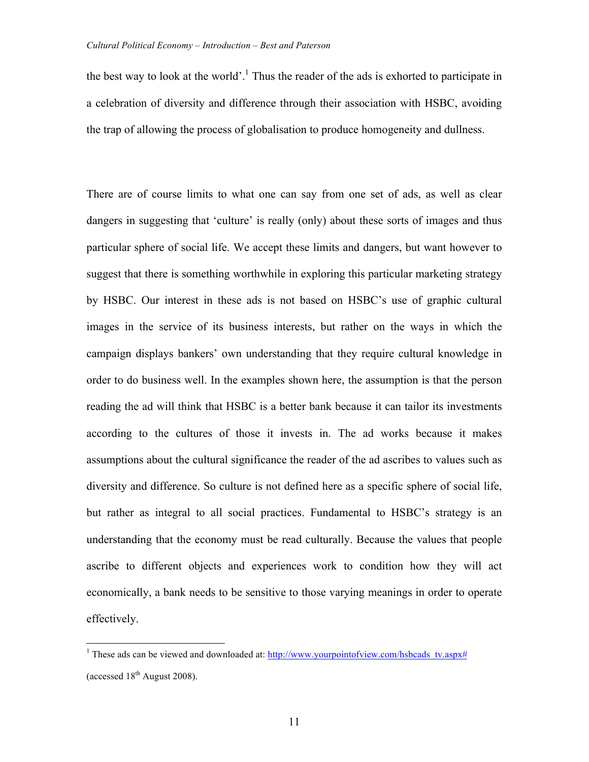the best way to look at the world'.[1] Thus the reader of the ads is exhorted to participate in a celebration of diversity and difference through their association with HSBC, avoiding the trap of allowing the process of globalisation to produce homogeneity and dullness.

There are of course limits to what one can say from one set of ads, as well as clear dangers in suggesting that 'culture' is really (only) about these sorts of images and thus particular sphere of social life. We accept these limits and dangers, but want however to suggest that there is something worthwhile in exploring this particular marketing strategy by HSBC. Our interest in these ads is not based on HSBC's use of graphic cultural images in the service of its business interests, but rather on the ways in which the campaign displays bankers' own understanding that they require cultural knowledge in order to do business well. In the examples shown here, the assumption is that the person reading the ad will think that HSBC is a better bank because it can tailor its investments according to the cultures of those it invests in. The ad works because it makes assumptions about the cultural significance the reader of the ad ascribes to values such as diversity and difference. So culture is not defined here as a specific sphere of social life, but rather as integral to all social practices. Fundamental to HSBC's strategy is an understanding that the economy must be read culturally. Because the values that people ascribe to different objects and experiences work to condition how they will act economically, a bank needs to be sensitive to those varying meanings in order to operate effectively.

---

[1] These ads can be viewed and downloaded at: http://www.yourpointofview.com/hsbcads_tv.aspx# (accessed 18th August 2008).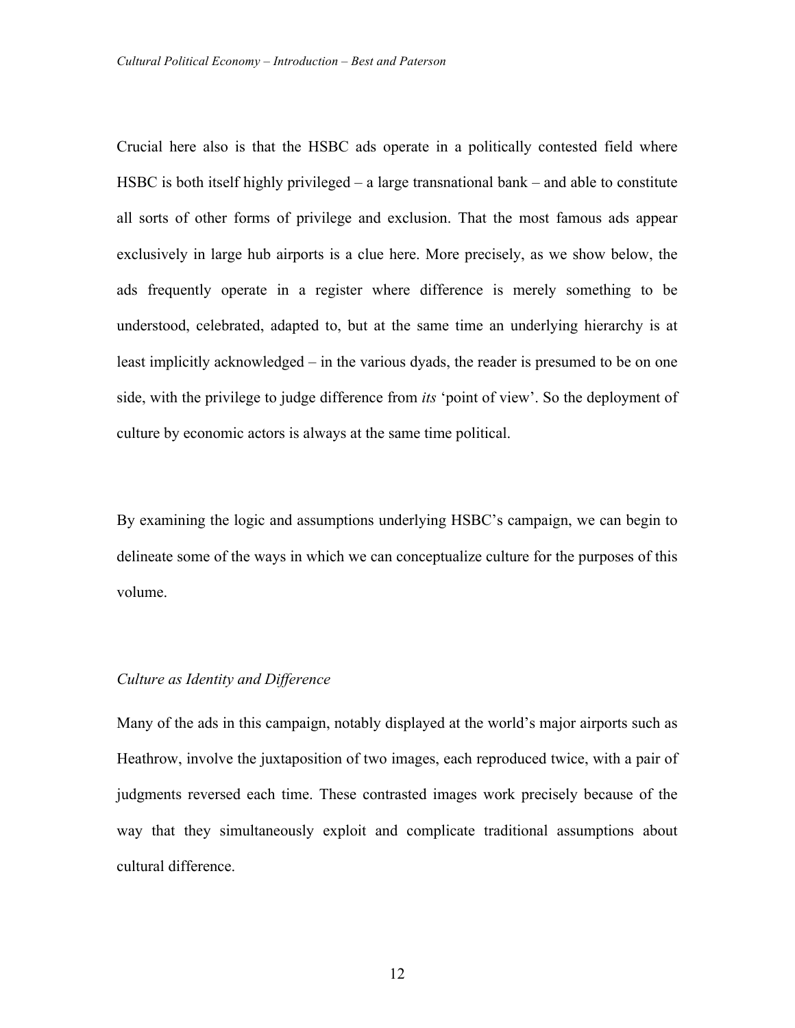Crucial here also is that the HSBC ads operate in a politically contested field where HSBC is both itself highly privileged – a large transnational bank – and able to constitute all sorts of other forms of privilege and exclusion. That the most famous ads appear exclusively in large hub airports is a clue here. More precisely, as we show below, the ads frequently operate in a register where difference is merely something to be understood, celebrated, adapted to, but at the same time an underlying hierarchy is at least implicitly acknowledged – in the various dyads, the reader is presumed to be on one side, with the privilege to judge difference from *its* 'point of view'. So the deployment of culture by economic actors is always at the same time political.

By examining the logic and assumptions underlying HSBC's campaign, we can begin to delineate some of the ways in which we can conceptualize culture for the purposes of this volume.

### *Culture as Identity and Difference*

Many of the ads in this campaign, notably displayed at the world's major airports such as Heathrow, involve the juxtaposition of two images, each reproduced twice, with a pair of judgments reversed each time. These contrasted images work precisely because of the way that they simultaneously exploit and complicate traditional assumptions about cultural difference.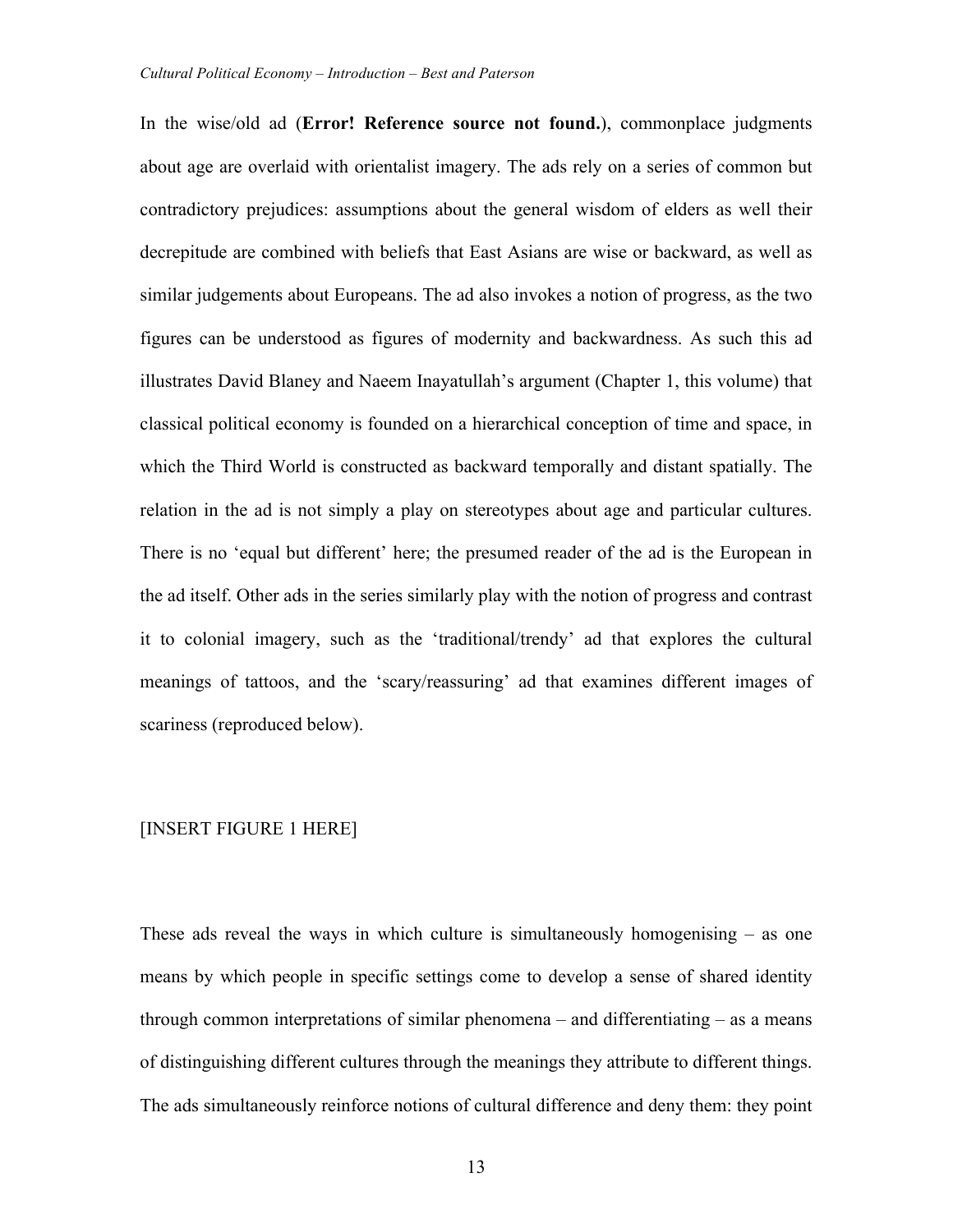In the wise/old ad (**Error! Reference source not found.**), commonplace judgments about age are overlaid with orientalist imagery. The ads rely on a series of common but contradictory prejudices: assumptions about the general wisdom of elders as well their decrepitude are combined with beliefs that East Asians are wise or backward, as well as similar judgements about Europeans. The ad also invokes a notion of progress, as the two figures can be understood as figures of modernity and backwardness. As such this ad illustrates David Blaney and Naeem Inayatullah's argument (Chapter 1, this volume) that classical political economy is founded on a hierarchical conception of time and space, in which the Third World is constructed as backward temporally and distant spatially. The relation in the ad is not simply a play on stereotypes about age and particular cultures. There is no 'equal but different' here; the presumed reader of the ad is the European in the ad itself. Other ads in the series similarly play with the notion of progress and contrast it to colonial imagery, such as the 'traditional/trendy' ad that explores the cultural meanings of tattoos, and the 'scary/reassuring' ad that examines different images of scariness (reproduced below).

[INSERT FIGURE 1 HERE]

These ads reveal the ways in which culture is simultaneously homogenising – as one means by which people in specific settings come to develop a sense of shared identity through common interpretations of similar phenomena – and differentiating – as a means of distinguishing different cultures through the meanings they attribute to different things. The ads simultaneously reinforce notions of cultural difference and deny them: they point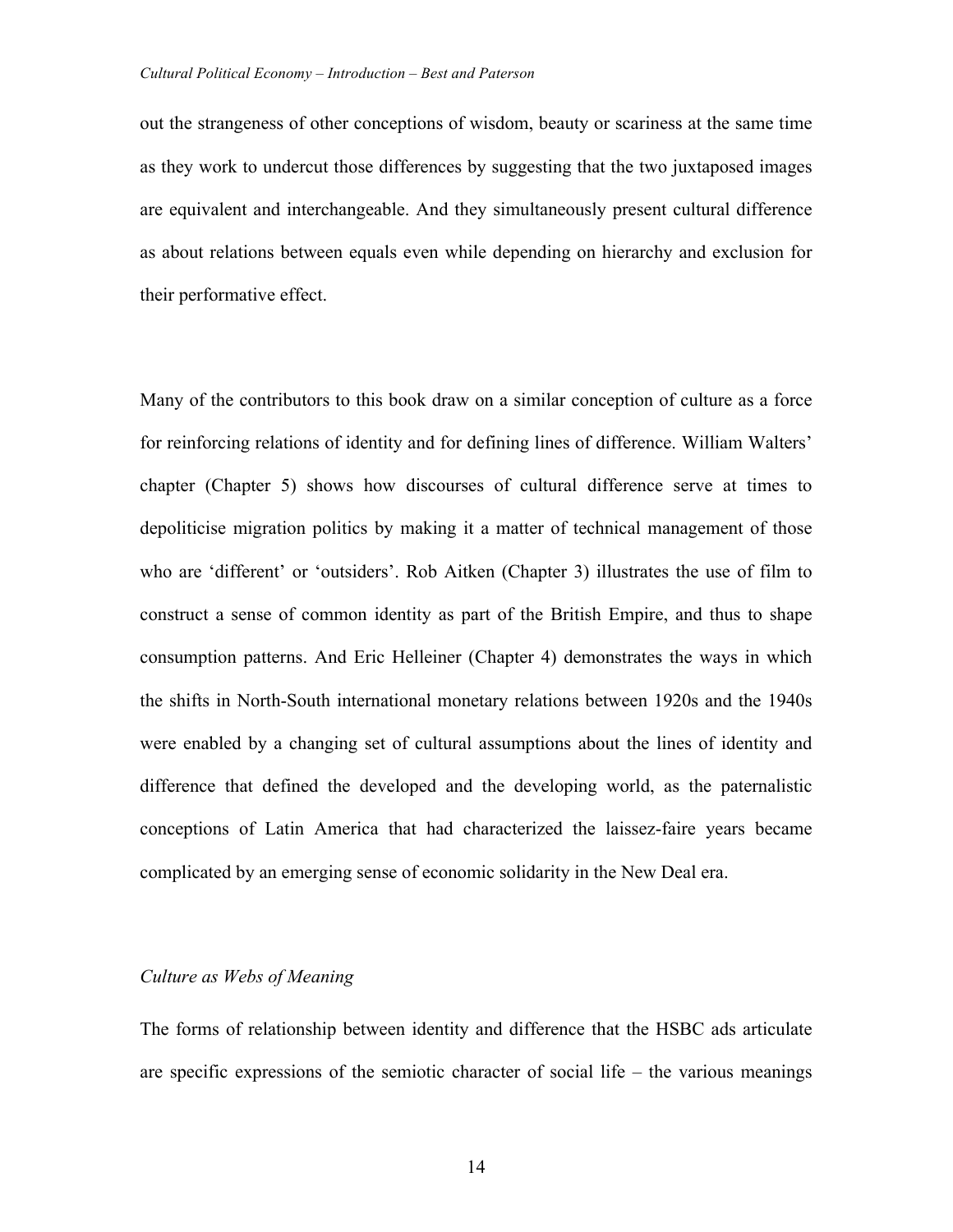out the strangeness of other conceptions of wisdom, beauty or scariness at the same time as they work to undercut those differences by suggesting that the two juxtaposed images are equivalent and interchangeable. And they simultaneously present cultural difference as about relations between equals even while depending on hierarchy and exclusion for their performative effect.

Many of the contributors to this book draw on a similar conception of culture as a force for reinforcing relations of identity and for defining lines of difference. William Walters' chapter (Chapter 5) shows how discourses of cultural difference serve at times to depoliticise migration politics by making it a matter of technical management of those who are 'different' or 'outsiders'. Rob Aitken (Chapter 3) illustrates the use of film to construct a sense of common identity as part of the British Empire, and thus to shape consumption patterns. And Eric Helleiner (Chapter 4) demonstrates the ways in which the shifts in North-South international monetary relations between 1920s and the 1940s were enabled by a changing set of cultural assumptions about the lines of identity and difference that defined the developed and the developing world, as the paternalistic conceptions of Latin America that had characterized the laissez-faire years became complicated by an emerging sense of economic solidarity in the New Deal era.

### *Culture as Webs of Meaning*

The forms of relationship between identity and difference that the HSBC ads articulate are specific expressions of the semiotic character of social life – the various meanings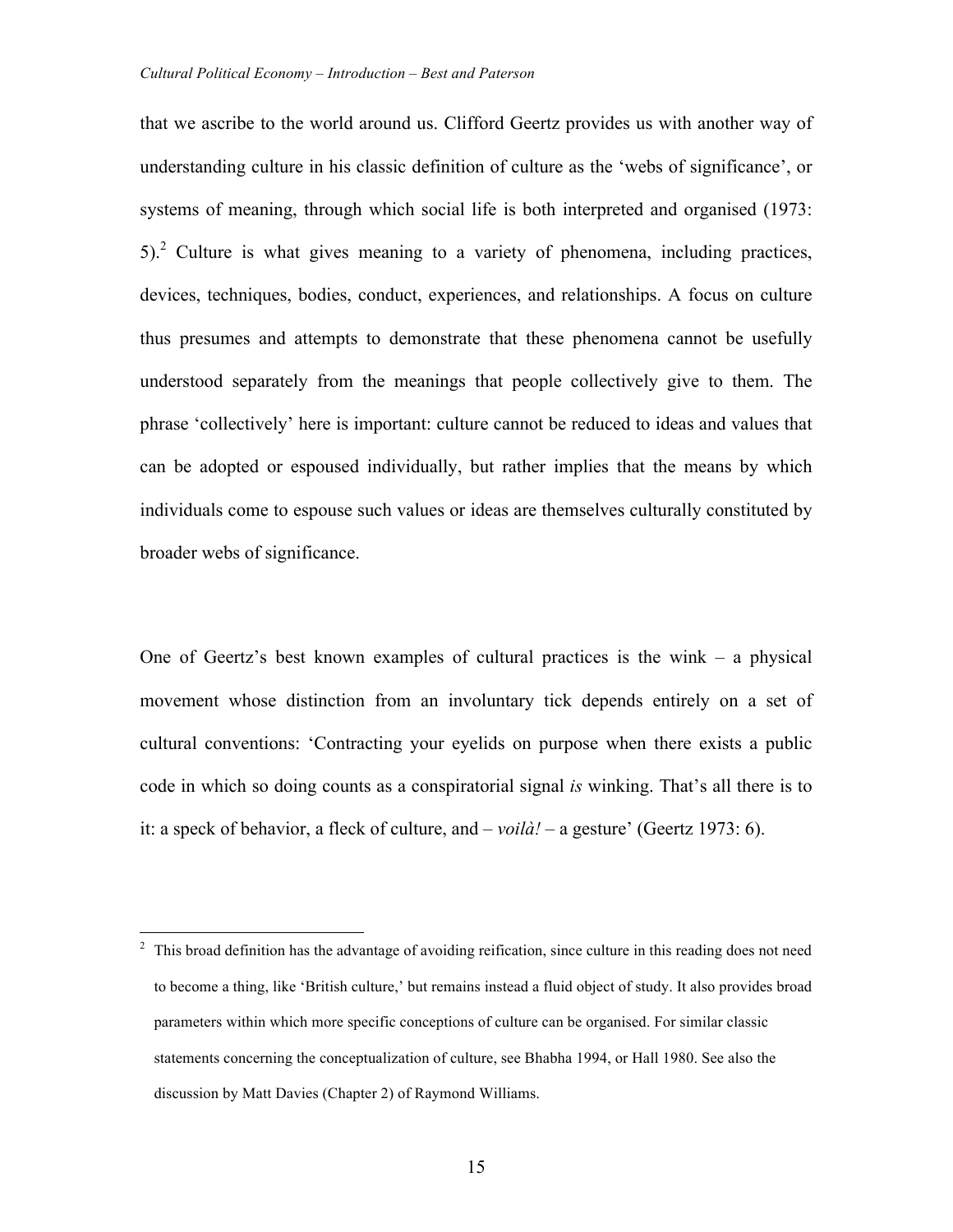that we ascribe to the world around us. Clifford Geertz provides us with another way of understanding culture in his classic definition of culture as the 'webs of significance', or systems of meaning, through which social life is both interpreted and organised (1973: 5).[2] Culture is what gives meaning to a variety of phenomena, including practices, devices, techniques, bodies, conduct, experiences, and relationships. A focus on culture thus presumes and attempts to demonstrate that these phenomena cannot be usefully understood separately from the meanings that people collectively give to them. The phrase 'collectively' here is important: culture cannot be reduced to ideas and values that can be adopted or espoused individually, but rather implies that the means by which individuals come to espouse such values or ideas are themselves culturally constituted by broader webs of significance.

One of Geertz's best known examples of cultural practices is the wink – a physical movement whose distinction from an involuntary tick depends entirely on a set of cultural conventions: 'Contracting your eyelids on purpose when there exists a public code in which so doing counts as a conspiratorial signal *is* winking. That's all there is to it: a speck of behavior, a fleck of culture, and – *voilà!* – a gesture' (Geertz 1973: 6).

---

[2] This broad definition has the advantage of avoiding reification, since culture in this reading does not need to become a thing, like 'British culture,' but remains instead a fluid object of study. It also provides broad parameters within which more specific conceptions of culture can be organised. For similar classic statements concerning the conceptualization of culture, see Bhabha 1994, or Hall 1980. See also the discussion by Matt Davies (Chapter 2) of Raymond Williams.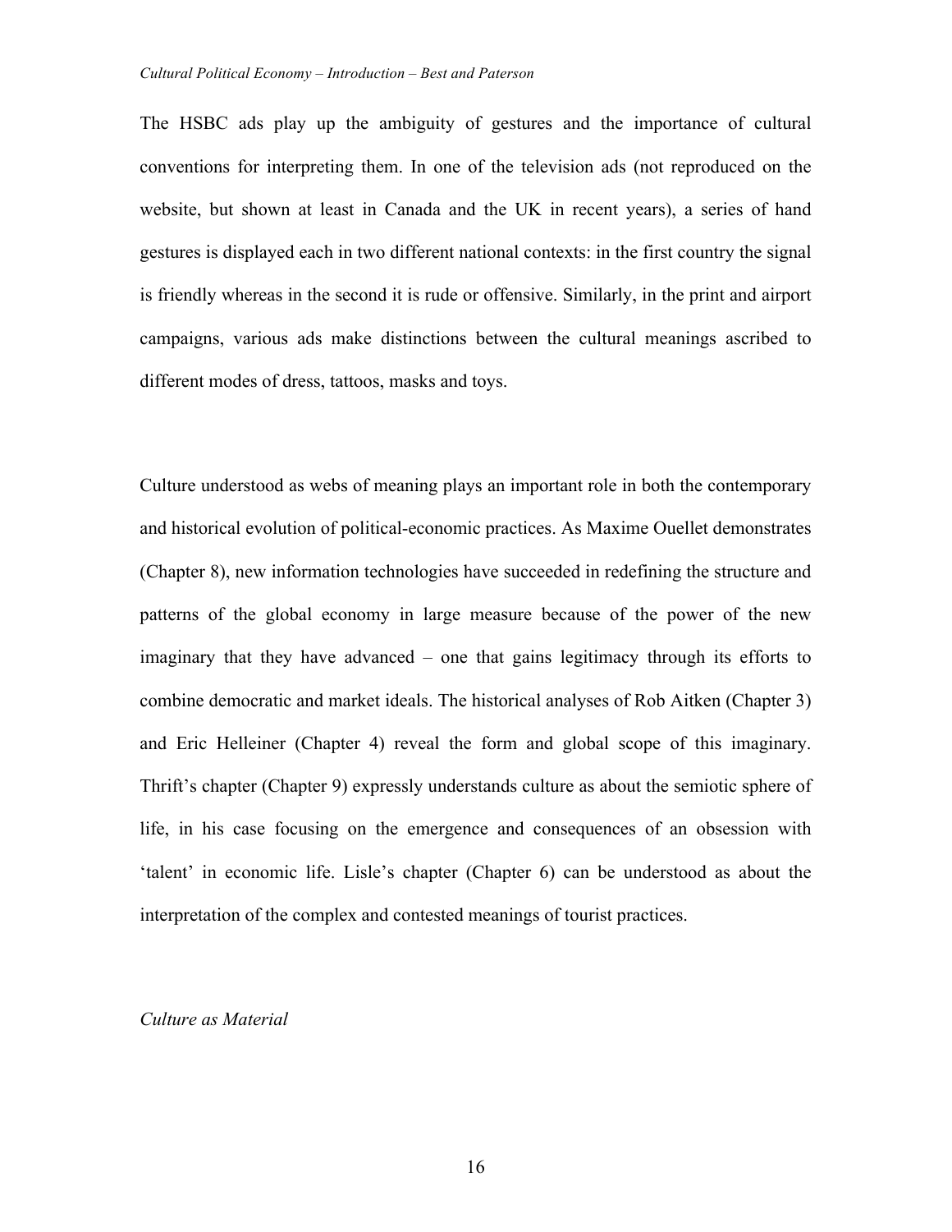The HSBC ads play up the ambiguity of gestures and the importance of cultural conventions for interpreting them. In one of the television ads (not reproduced on the website, but shown at least in Canada and the UK in recent years), a series of hand gestures is displayed each in two different national contexts: in the first country the signal is friendly whereas in the second it is rude or offensive. Similarly, in the print and airport campaigns, various ads make distinctions between the cultural meanings ascribed to different modes of dress, tattoos, masks and toys.

Culture understood as webs of meaning plays an important role in both the contemporary and historical evolution of political-economic practices. As Maxime Ouellet demonstrates (Chapter 8), new information technologies have succeeded in redefining the structure and patterns of the global economy in large measure because of the power of the new imaginary that they have advanced – one that gains legitimacy through its efforts to combine democratic and market ideals. The historical analyses of Rob Aitken (Chapter 3) and Eric Helleiner (Chapter 4) reveal the form and global scope of this imaginary. Thrift's chapter (Chapter 9) expressly understands culture as about the semiotic sphere of life, in his case focusing on the emergence and consequences of an obsession with 'talent' in economic life. Lisle's chapter (Chapter 6) can be understood as about the interpretation of the complex and contested meanings of tourist practices.

*Culture as Material*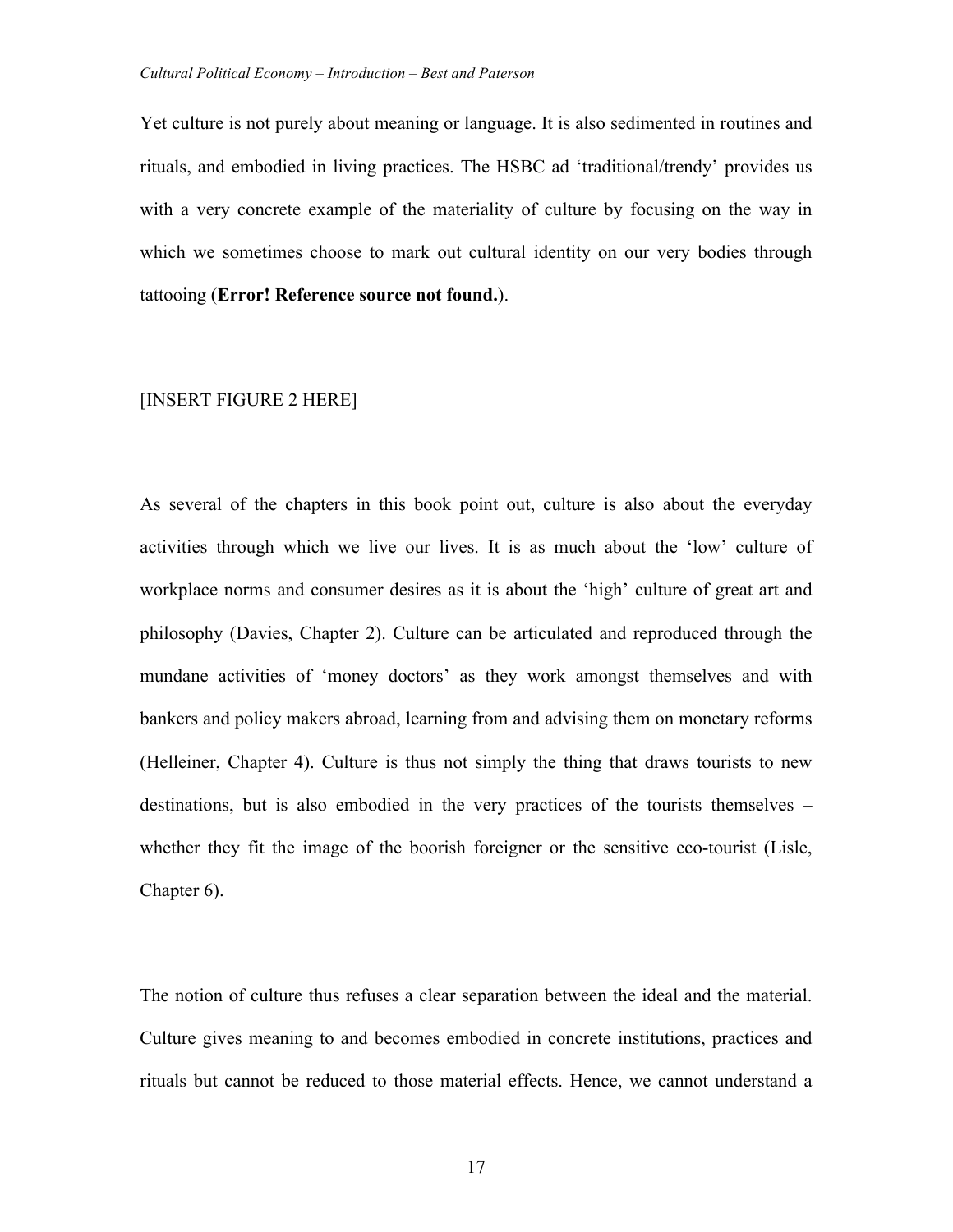Yet culture is not purely about meaning or language. It is also sedimented in routines and rituals, and embodied in living practices. The HSBC ad 'traditional/trendy' provides us with a very concrete example of the materiality of culture by focusing on the way in which we sometimes choose to mark out cultural identity on our very bodies through tattooing (**Error! Reference source not found.**).

[INSERT FIGURE 2 HERE]

As several of the chapters in this book point out, culture is also about the everyday activities through which we live our lives. It is as much about the 'low' culture of workplace norms and consumer desires as it is about the 'high' culture of great art and philosophy (Davies, Chapter 2). Culture can be articulated and reproduced through the mundane activities of 'money doctors' as they work amongst themselves and with bankers and policy makers abroad, learning from and advising them on monetary reforms (Helleiner, Chapter 4). Culture is thus not simply the thing that draws tourists to new destinations, but is also embodied in the very practices of the tourists themselves – whether they fit the image of the boorish foreigner or the sensitive eco-tourist (Lisle, Chapter 6).

The notion of culture thus refuses a clear separation between the ideal and the material. Culture gives meaning to and becomes embodied in concrete institutions, practices and rituals but cannot be reduced to those material effects. Hence, we cannot understand a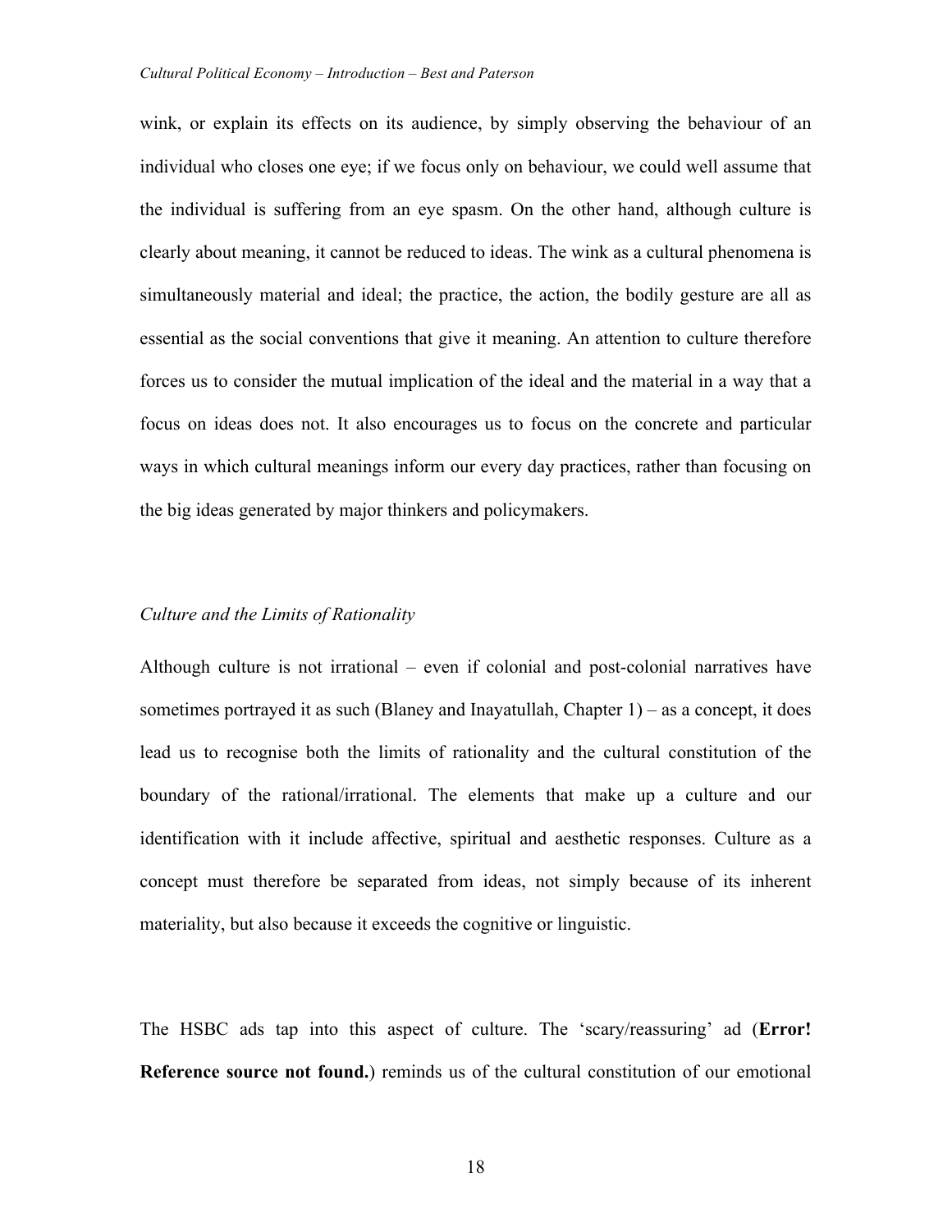wink, or explain its effects on its audience, by simply observing the behaviour of an individual who closes one eye; if we focus only on behaviour, we could well assume that the individual is suffering from an eye spasm. On the other hand, although culture is clearly about meaning, it cannot be reduced to ideas. The wink as a cultural phenomena is simultaneously material and ideal; the practice, the action, the bodily gesture are all as essential as the social conventions that give it meaning. An attention to culture therefore forces us to consider the mutual implication of the ideal and the material in a way that a focus on ideas does not. It also encourages us to focus on the concrete and particular ways in which cultural meanings inform our every day practices, rather than focusing on the big ideas generated by major thinkers and policymakers.

### *Culture and the Limits of Rationality*

Although culture is not irrational – even if colonial and post-colonial narratives have sometimes portrayed it as such (Blaney and Inayatullah, Chapter 1) – as a concept, it does lead us to recognise both the limits of rationality and the cultural constitution of the boundary of the rational/irrational. The elements that make up a culture and our identification with it include affective, spiritual and aesthetic responses. Culture as a concept must therefore be separated from ideas, not simply because of its inherent materiality, but also because it exceeds the cognitive or linguistic.

The HSBC ads tap into this aspect of culture. The 'scary/reassuring' ad (**Error! Reference source not found.**) reminds us of the cultural constitution of our emotional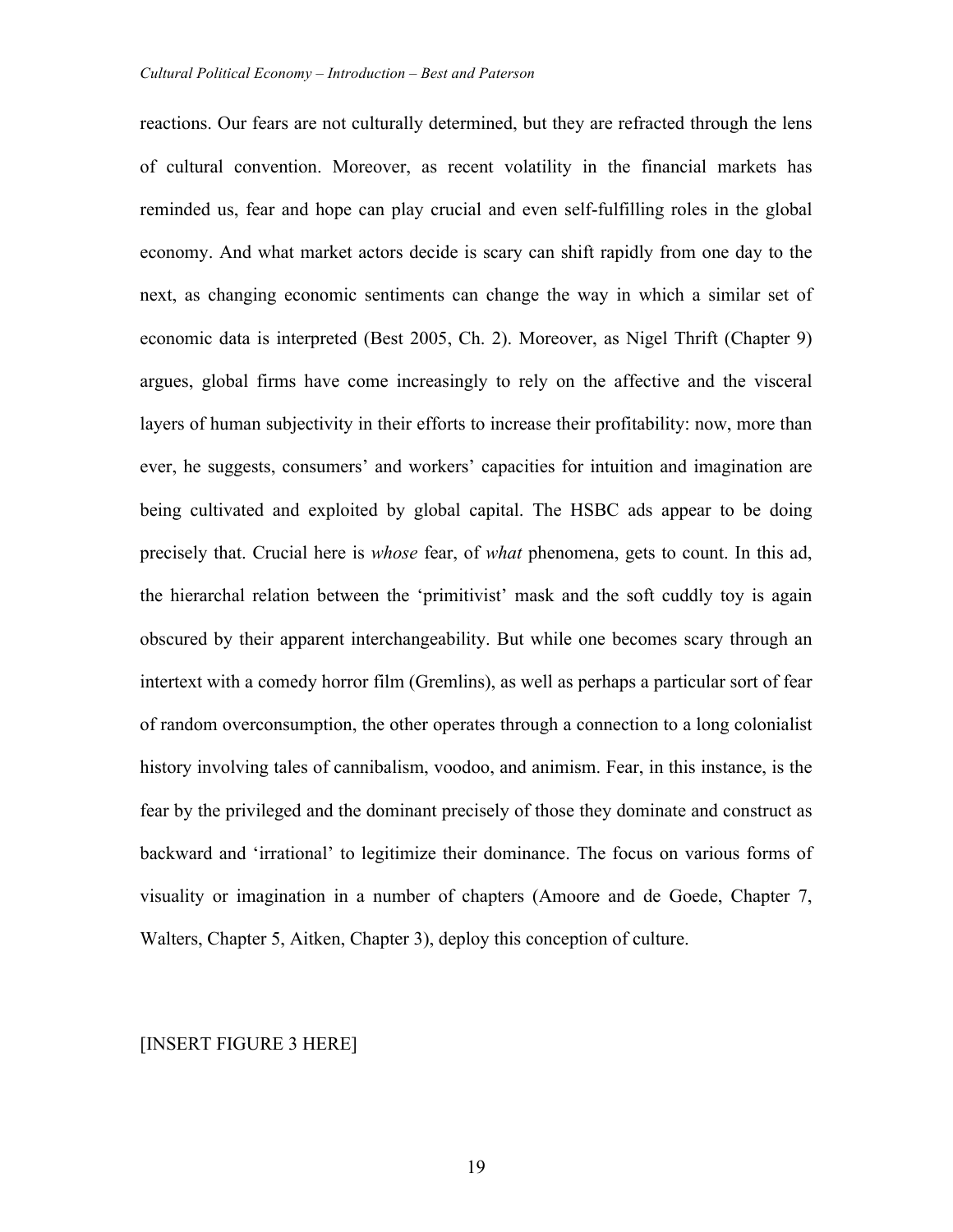reactions. Our fears are not culturally determined, but they are refracted through the lens of cultural convention. Moreover, as recent volatility in the financial markets has reminded us, fear and hope can play crucial and even self-fulfilling roles in the global economy. And what market actors decide is scary can shift rapidly from one day to the next, as changing economic sentiments can change the way in which a similar set of economic data is interpreted (Best 2005, Ch. 2). Moreover, as Nigel Thrift (Chapter 9) argues, global firms have come increasingly to rely on the affective and the visceral layers of human subjectivity in their efforts to increase their profitability: now, more than ever, he suggests, consumers' and workers' capacities for intuition and imagination are being cultivated and exploited by global capital. The HSBC ads appear to be doing precisely that. Crucial here is *whose* fear, of *what* phenomena, gets to count. In this ad, the hierarchal relation between the 'primitivist' mask and the soft cuddly toy is again obscured by their apparent interchangeability. But while one becomes scary through an intertext with a comedy horror film (Gremlins), as well as perhaps a particular sort of fear of random overconsumption, the other operates through a connection to a long colonialist history involving tales of cannibalism, voodoo, and animism. Fear, in this instance, is the fear by the privileged and the dominant precisely of those they dominate and construct as backward and 'irrational' to legitimize their dominance. The focus on various forms of visuality or imagination in a number of chapters (Amoore and de Goede, Chapter 7, Walters, Chapter 5, Aitken, Chapter 3), deploy this conception of culture.

[INSERT FIGURE 3 HERE]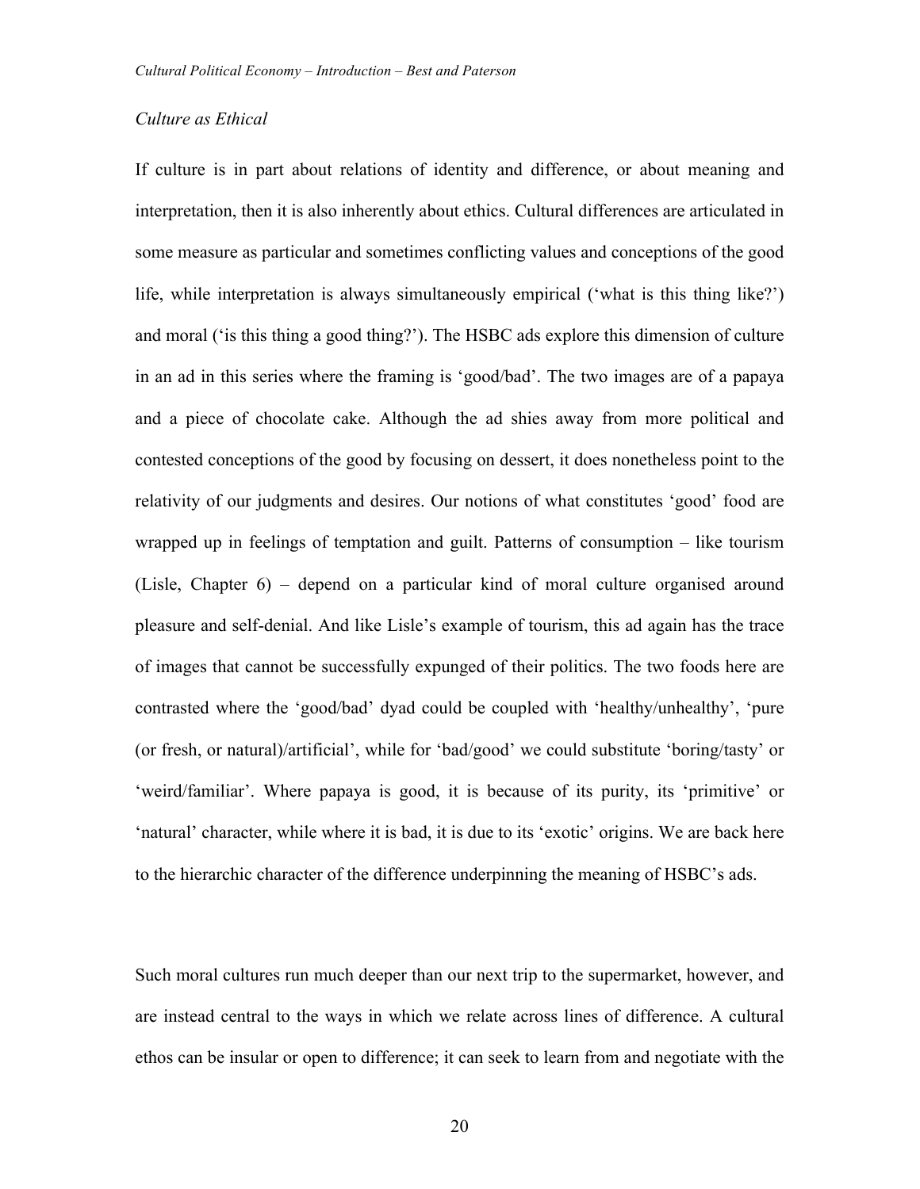### *Culture as Ethical*

If culture is in part about relations of identity and difference, or about meaning and interpretation, then it is also inherently about ethics. Cultural differences are articulated in some measure as particular and sometimes conflicting values and conceptions of the good life, while interpretation is always simultaneously empirical ('what is this thing like?') and moral ('is this thing a good thing?'). The HSBC ads explore this dimension of culture in an ad in this series where the framing is 'good/bad'. The two images are of a papaya and a piece of chocolate cake. Although the ad shies away from more political and contested conceptions of the good by focusing on dessert, it does nonetheless point to the relativity of our judgments and desires. Our notions of what constitutes 'good' food are wrapped up in feelings of temptation and guilt. Patterns of consumption – like tourism (Lisle, Chapter 6) – depend on a particular kind of moral culture organised around pleasure and self-denial. And like Lisle's example of tourism, this ad again has the trace of images that cannot be successfully expunged of their politics. The two foods here are contrasted where the 'good/bad' dyad could be coupled with 'healthy/unhealthy', 'pure (or fresh, or natural)/artificial', while for 'bad/good' we could substitute 'boring/tasty' or 'weird/familiar'. Where papaya is good, it is because of its purity, its 'primitive' or 'natural' character, while where it is bad, it is due to its 'exotic' origins. We are back here to the hierarchic character of the difference underpinning the meaning of HSBC's ads.

Such moral cultures run much deeper than our next trip to the supermarket, however, and are instead central to the ways in which we relate across lines of difference. A cultural ethos can be insular or open to difference; it can seek to learn from and negotiate with the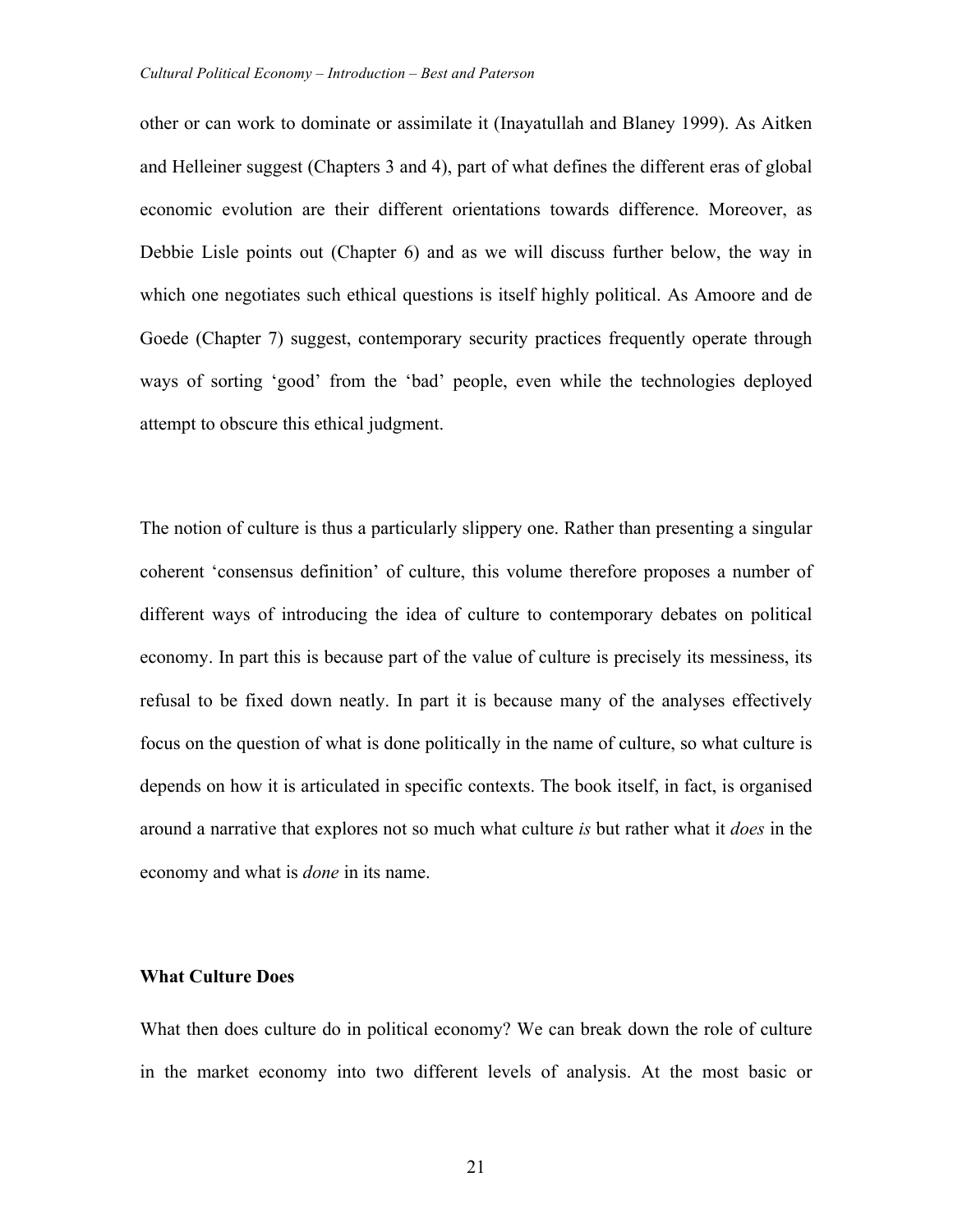other or can work to dominate or assimilate it (Inayatullah and Blaney 1999). As Aitken and Helleiner suggest (Chapters 3 and 4), part of what defines the different eras of global economic evolution are their different orientations towards difference. Moreover, as Debbie Lisle points out (Chapter 6) and as we will discuss further below, the way in which one negotiates such ethical questions is itself highly political. As Amoore and de Goede (Chapter 7) suggest, contemporary security practices frequently operate through ways of sorting 'good' from the 'bad' people, even while the technologies deployed attempt to obscure this ethical judgment.

The notion of culture is thus a particularly slippery one. Rather than presenting a singular coherent 'consensus definition' of culture, this volume therefore proposes a number of different ways of introducing the idea of culture to contemporary debates on political economy. In part this is because part of the value of culture is precisely its messiness, its refusal to be fixed down neatly. In part it is because many of the analyses effectively focus on the question of what is done politically in the name of culture, so what culture is depends on how it is articulated in specific contexts. The book itself, in fact, is organised around a narrative that explores not so much what culture *is* but rather what it *does* in the economy and what is *done* in its name.

**What Culture Does**

What then does culture do in political economy? We can break down the role of culture in the market economy into two different levels of analysis. At the most basic or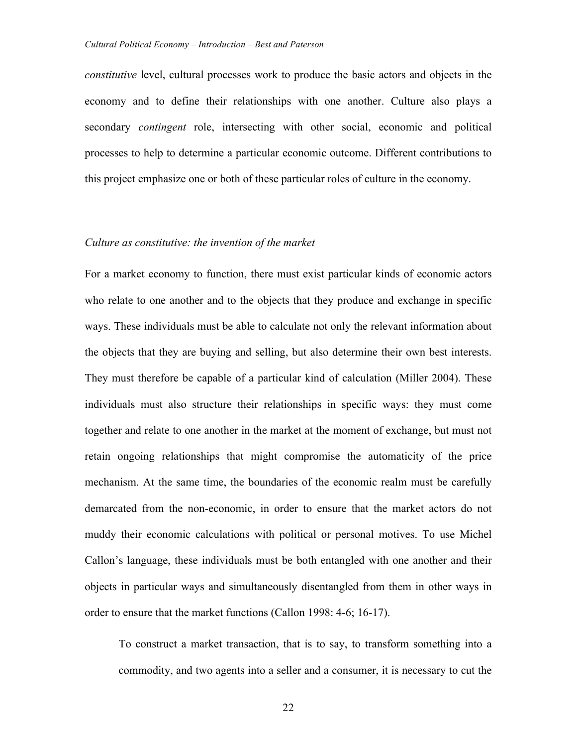*constitutive* level, cultural processes work to produce the basic actors and objects in the economy and to define their relationships with one another. Culture also plays a secondary *contingent* role, intersecting with other social, economic and political processes to help to determine a particular economic outcome. Different contributions to this project emphasize one or both of these particular roles of culture in the economy.

### *Culture as constitutive: the invention of the market*

For a market economy to function, there must exist particular kinds of economic actors who relate to one another and to the objects that they produce and exchange in specific ways. These individuals must be able to calculate not only the relevant information about the objects that they are buying and selling, but also determine their own best interests. They must therefore be capable of a particular kind of calculation (Miller 2004). These individuals must also structure their relationships in specific ways: they must come together and relate to one another in the market at the moment of exchange, but must not retain ongoing relationships that might compromise the automaticity of the price mechanism. At the same time, the boundaries of the economic realm must be carefully demarcated from the non-economic, in order to ensure that the market actors do not muddy their economic calculations with political or personal motives. To use Michel Callon's language, these individuals must be both entangled with one another and their objects in particular ways and simultaneously disentangled from them in other ways in order to ensure that the market functions (Callon 1998: 4-6; 16-17).

> To construct a market transaction, that is to say, to transform something into a commodity, and two agents into a seller and a consumer, it is necessary to cut the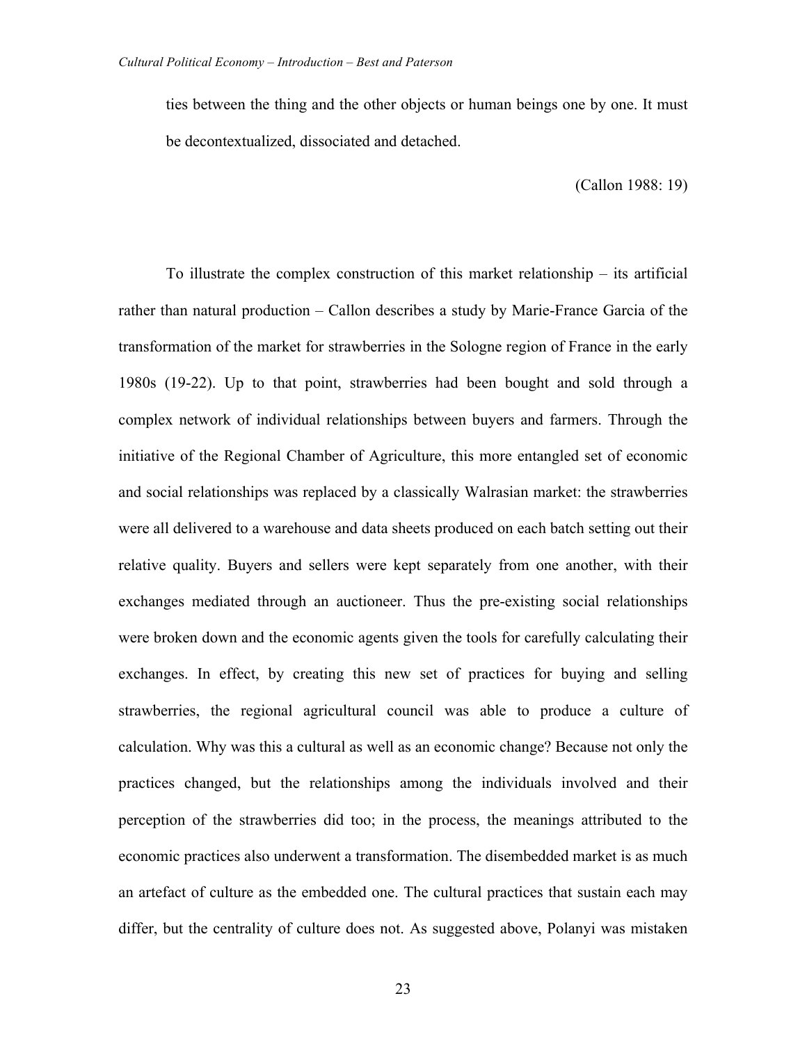> ties between the thing and the other objects or human beings one by one. It must be decontextualized, dissociated and detached.
>
> (Callon 1988: 19)

To illustrate the complex construction of this market relationship – its artificial rather than natural production – Callon describes a study by Marie-France Garcia of the transformation of the market for strawberries in the Sologne region of France in the early 1980s (19-22). Up to that point, strawberries had been bought and sold through a complex network of individual relationships between buyers and farmers. Through the initiative of the Regional Chamber of Agriculture, this more entangled set of economic and social relationships was replaced by a classically Walrasian market: the strawberries were all delivered to a warehouse and data sheets produced on each batch setting out their relative quality. Buyers and sellers were kept separately from one another, with their exchanges mediated through an auctioneer. Thus the pre-existing social relationships were broken down and the economic agents given the tools for carefully calculating their exchanges. In effect, by creating this new set of practices for buying and selling strawberries, the regional agricultural council was able to produce a culture of calculation. Why was this a cultural as well as an economic change? Because not only the practices changed, but the relationships among the individuals involved and their perception of the strawberries did too; in the process, the meanings attributed to the economic practices also underwent a transformation. The disembedded market is as much an artefact of culture as the embedded one. The cultural practices that sustain each may differ, but the centrality of culture does not. As suggested above, Polanyi was mistaken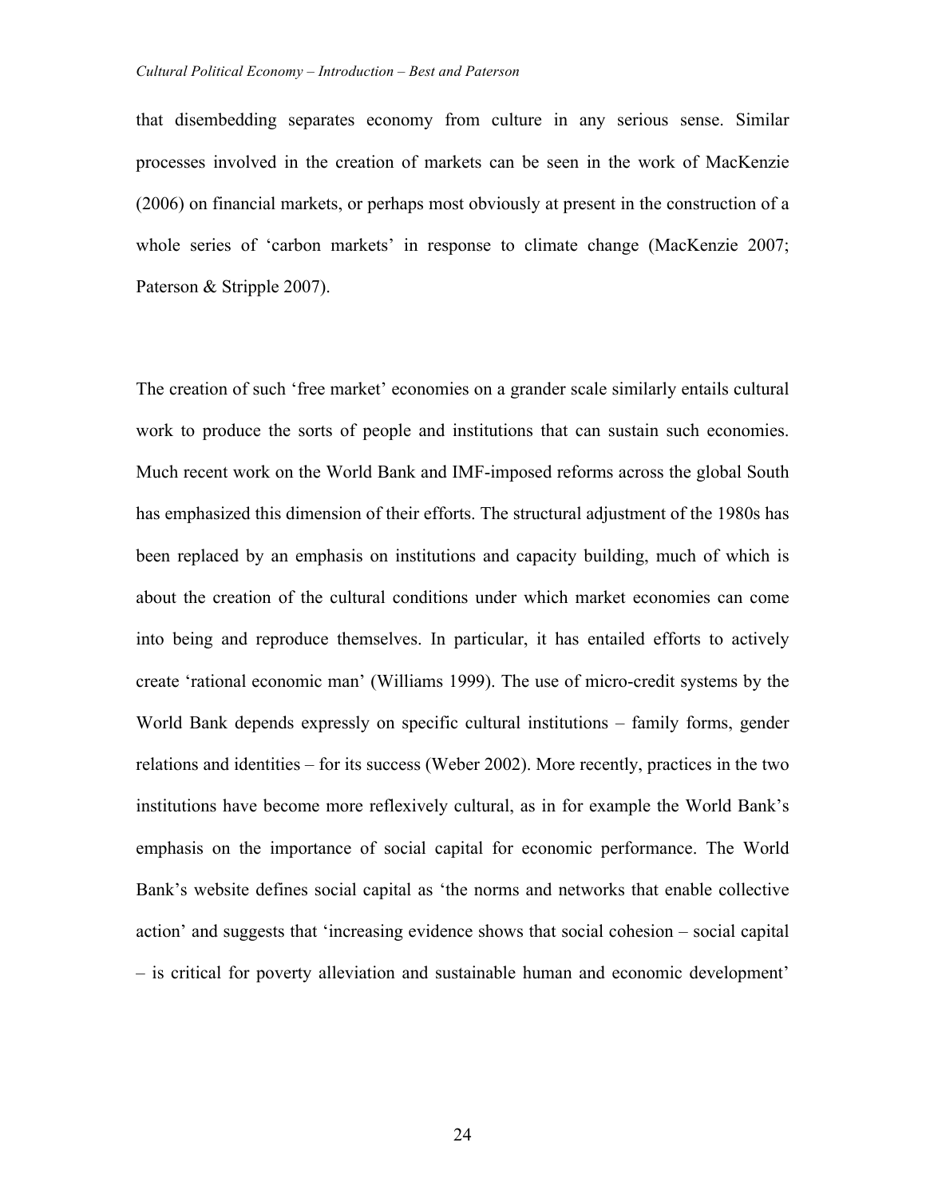that disembedding separates economy from culture in any serious sense. Similar processes involved in the creation of markets can be seen in the work of MacKenzie (2006) on financial markets, or perhaps most obviously at present in the construction of a whole series of 'carbon markets' in response to climate change (MacKenzie 2007; Paterson & Stripple 2007).

The creation of such 'free market' economies on a grander scale similarly entails cultural work to produce the sorts of people and institutions that can sustain such economies. Much recent work on the World Bank and IMF-imposed reforms across the global South has emphasized this dimension of their efforts. The structural adjustment of the 1980s has been replaced by an emphasis on institutions and capacity building, much of which is about the creation of the cultural conditions under which market economies can come into being and reproduce themselves. In particular, it has entailed efforts to actively create 'rational economic man' (Williams 1999). The use of micro-credit systems by the World Bank depends expressly on specific cultural institutions – family forms, gender relations and identities – for its success (Weber 2002). More recently, practices in the two institutions have become more reflexively cultural, as in for example the World Bank's emphasis on the importance of social capital for economic performance. The World Bank's website defines social capital as 'the norms and networks that enable collective action' and suggests that 'increasing evidence shows that social cohesion – social capital – is critical for poverty alleviation and sustainable human and economic development'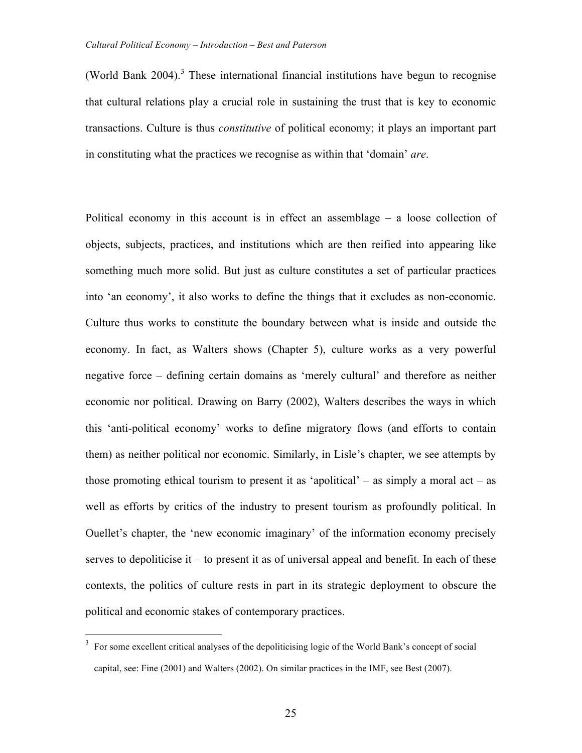(World Bank 2004).[3] These international financial institutions have begun to recognise that cultural relations play a crucial role in sustaining the trust that is key to economic transactions. Culture is thus *constitutive* of political economy; it plays an important part in constituting what the practices we recognise as within that 'domain' *are*.

Political economy in this account is in effect an assemblage – a loose collection of objects, subjects, practices, and institutions which are then reified into appearing like something much more solid. But just as culture constitutes a set of particular practices into 'an economy', it also works to define the things that it excludes as non-economic. Culture thus works to constitute the boundary between what is inside and outside the economy. In fact, as Walters shows (Chapter 5), culture works as a very powerful negative force – defining certain domains as 'merely cultural' and therefore as neither economic nor political. Drawing on Barry (2002), Walters describes the ways in which this 'anti-political economy' works to define migratory flows (and efforts to contain them) as neither political nor economic. Similarly, in Lisle's chapter, we see attempts by those promoting ethical tourism to present it as 'apolitical' – as simply a moral act – as well as efforts by critics of the industry to present tourism as profoundly political. In Ouellet's chapter, the 'new economic imaginary' of the information economy precisely serves to depoliticise it – to present it as of universal appeal and benefit. In each of these contexts, the politics of culture rests in part in its strategic deployment to obscure the political and economic stakes of contemporary practices.

[3] For some excellent critical analyses of the depoliticising logic of the World Bank's concept of social capital, see: Fine (2001) and Walters (2002). On similar practices in the IMF, see Best (2007).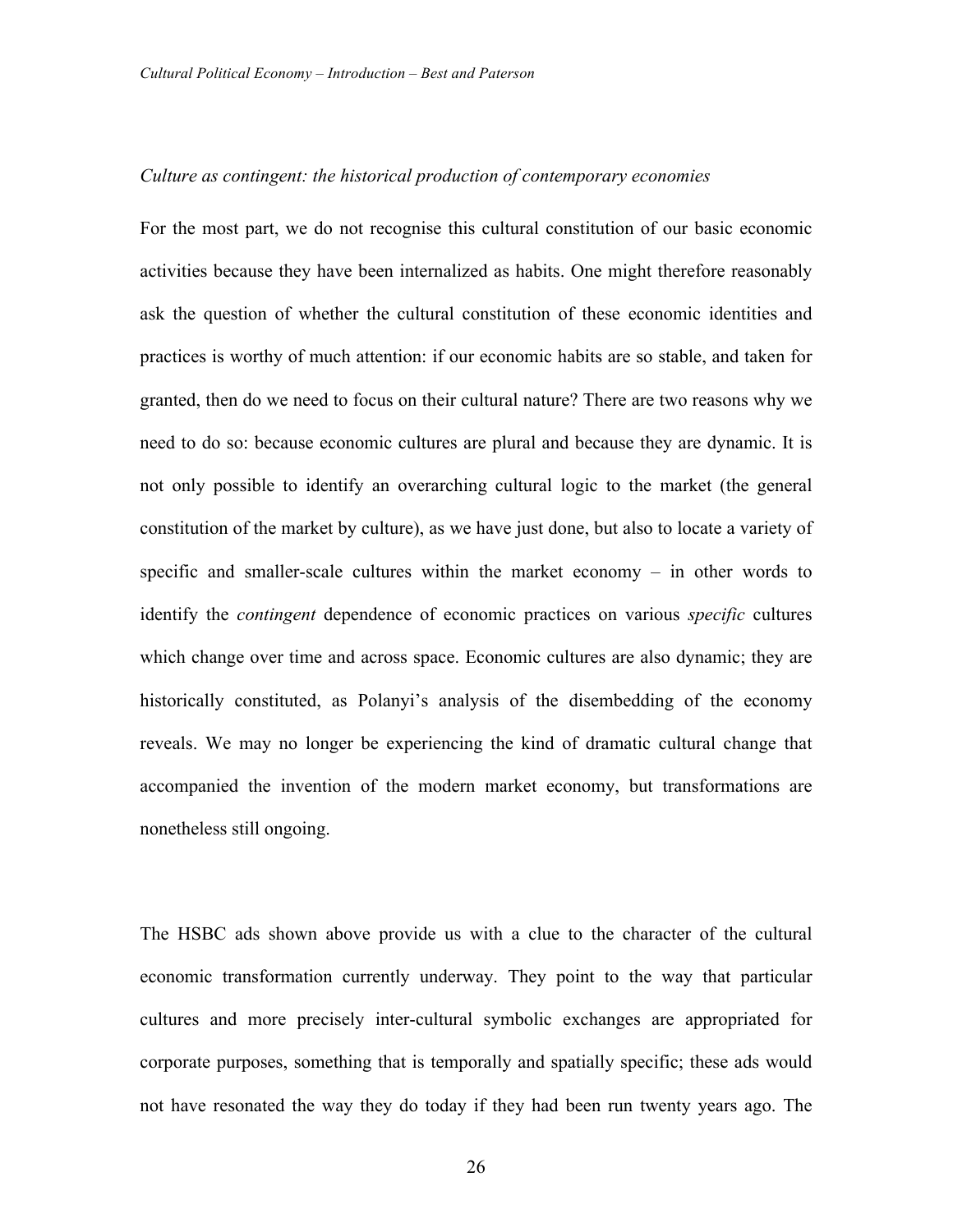*Culture as contingent: the historical production of contemporary economies*

For the most part, we do not recognise this cultural constitution of our basic economic activities because they have been internalized as habits. One might therefore reasonably ask the question of whether the cultural constitution of these economic identities and practices is worthy of much attention: if our economic habits are so stable, and taken for granted, then do we need to focus on their cultural nature? There are two reasons why we need to do so: because economic cultures are plural and because they are dynamic. It is not only possible to identify an overarching cultural logic to the market (the general constitution of the market by culture), as we have just done, but also to locate a variety of specific and smaller-scale cultures within the market economy – in other words to identify the *contingent* dependence of economic practices on various *specific* cultures which change over time and across space. Economic cultures are also dynamic; they are historically constituted, as Polanyi's analysis of the disembedding of the economy reveals. We may no longer be experiencing the kind of dramatic cultural change that accompanied the invention of the modern market economy, but transformations are nonetheless still ongoing.

The HSBC ads shown above provide us with a clue to the character of the cultural economic transformation currently underway. They point to the way that particular cultures and more precisely inter-cultural symbolic exchanges are appropriated for corporate purposes, something that is temporally and spatially specific; these ads would not have resonated the way they do today if they had been run twenty years ago. The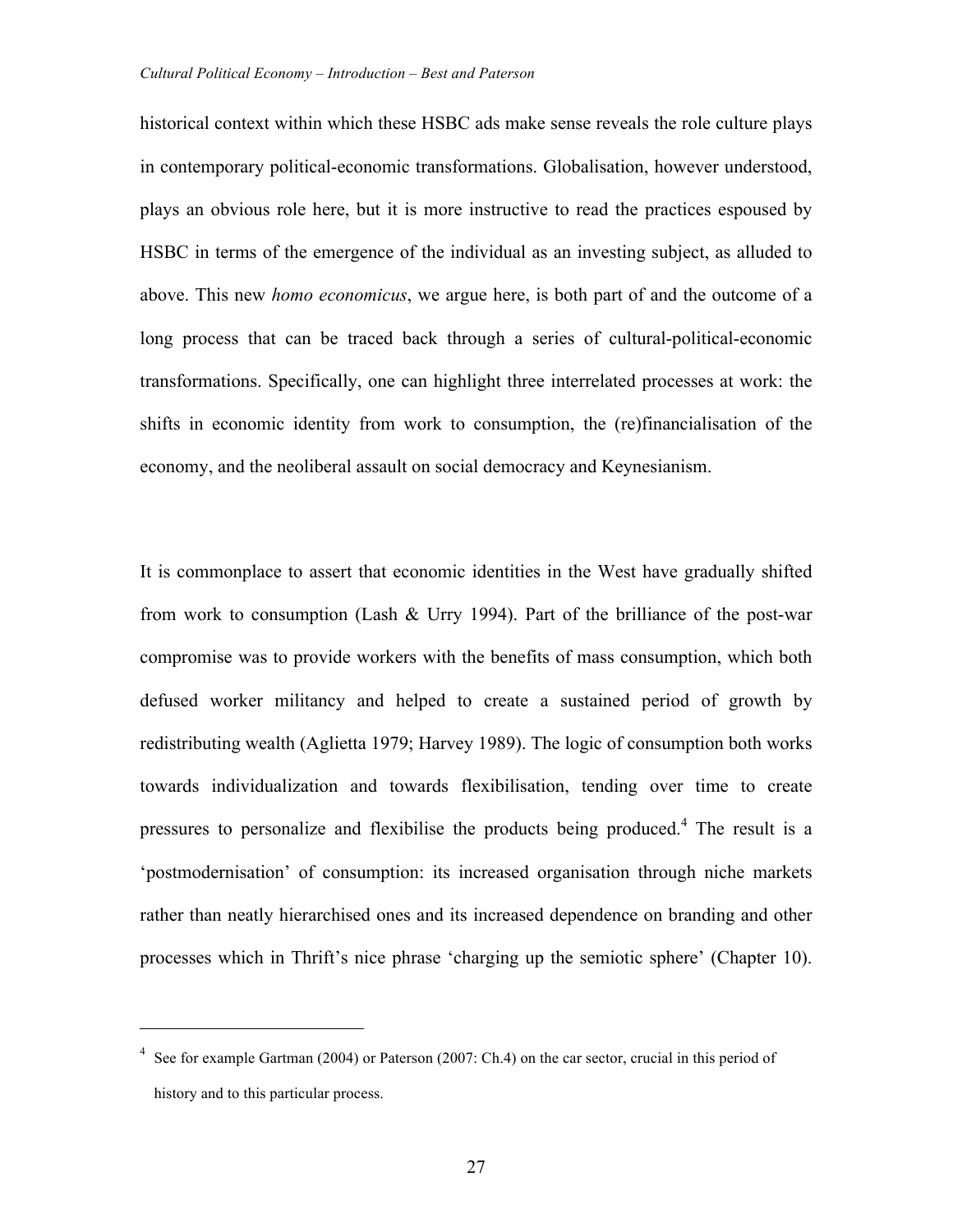historical context within which these HSBC ads make sense reveals the role culture plays in contemporary political-economic transformations. Globalisation, however understood, plays an obvious role here, but it is more instructive to read the practices espoused by HSBC in terms of the emergence of the individual as an investing subject, as alluded to above. This new *homo economicus*, we argue here, is both part of and the outcome of a long process that can be traced back through a series of cultural-political-economic transformations. Specifically, one can highlight three interrelated processes at work: the shifts in economic identity from work to consumption, the (re)financialisation of the economy, and the neoliberal assault on social democracy and Keynesianism.

It is commonplace to assert that economic identities in the West have gradually shifted from work to consumption (Lash & Urry 1994). Part of the brilliance of the post-war compromise was to provide workers with the benefits of mass consumption, which both defused worker militancy and helped to create a sustained period of growth by redistributing wealth (Aglietta 1979; Harvey 1989). The logic of consumption both works towards individualization and towards flexibilisation, tending over time to create pressures to personalize and flexibilise the products being produced.[4] The result is a 'postmodernisation' of consumption: its increased organisation through niche markets rather than neatly hierarchised ones and its increased dependence on branding and other processes which in Thrift's nice phrase 'charging up the semiotic sphere' (Chapter 10).

---

[4] See for example Gartman (2004) or Paterson (2007: Ch.4) on the car sector, crucial in this period of history and to this particular process.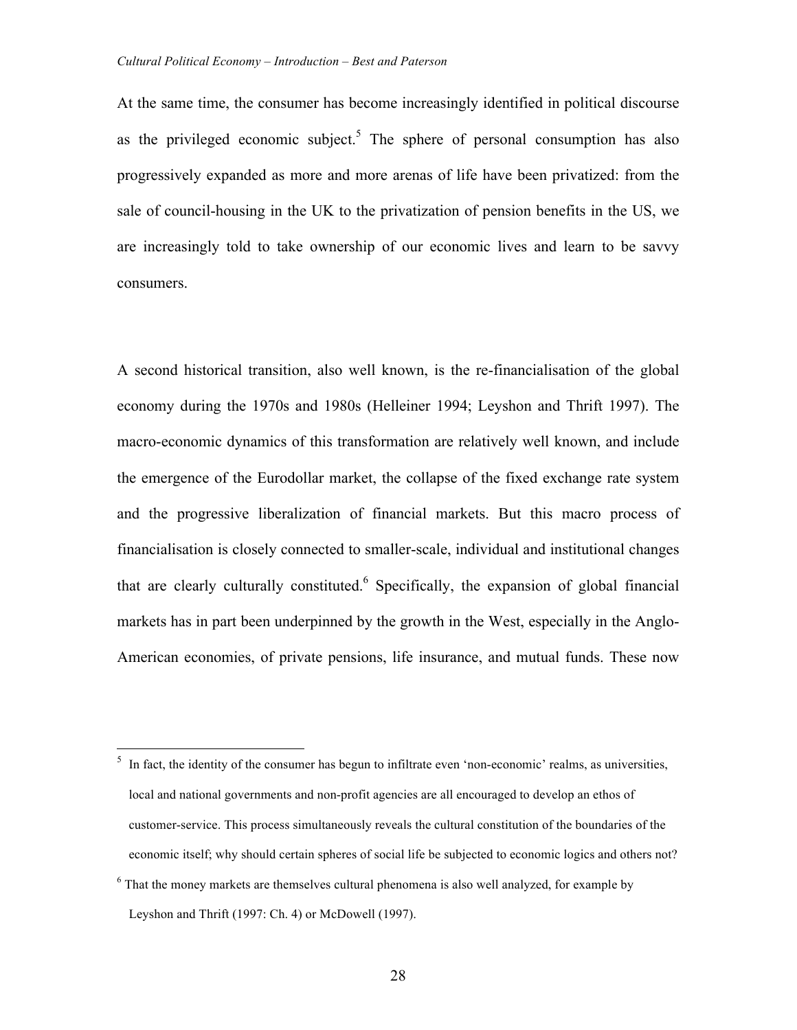At the same time, the consumer has become increasingly identified in political discourse as the privileged economic subject.[5] The sphere of personal consumption has also progressively expanded as more and more arenas of life have been privatized: from the sale of council-housing in the UK to the privatization of pension benefits in the US, we are increasingly told to take ownership of our economic lives and learn to be savvy consumers.

A second historical transition, also well known, is the re-financialisation of the global economy during the 1970s and 1980s (Helleiner 1994; Leyshon and Thrift 1997). The macro-economic dynamics of this transformation are relatively well known, and include the emergence of the Eurodollar market, the collapse of the fixed exchange rate system and the progressive liberalization of financial markets. But this macro process of financialisation is closely connected to smaller-scale, individual and institutional changes that are clearly culturally constituted.[6] Specifically, the expansion of global financial markets has in part been underpinned by the growth in the West, especially in the Anglo-American economies, of private pensions, life insurance, and mutual funds. These now

---

[5] In fact, the identity of the consumer has begun to infiltrate even 'non-economic' realms, as universities, local and national governments and non-profit agencies are all encouraged to develop an ethos of customer-service. This process simultaneously reveals the cultural constitution of the boundaries of the economic itself; why should certain spheres of social life be subjected to economic logics and others not?

[6] That the money markets are themselves cultural phenomena is also well analyzed, for example by Leyshon and Thrift (1997: Ch. 4) or McDowell (1997).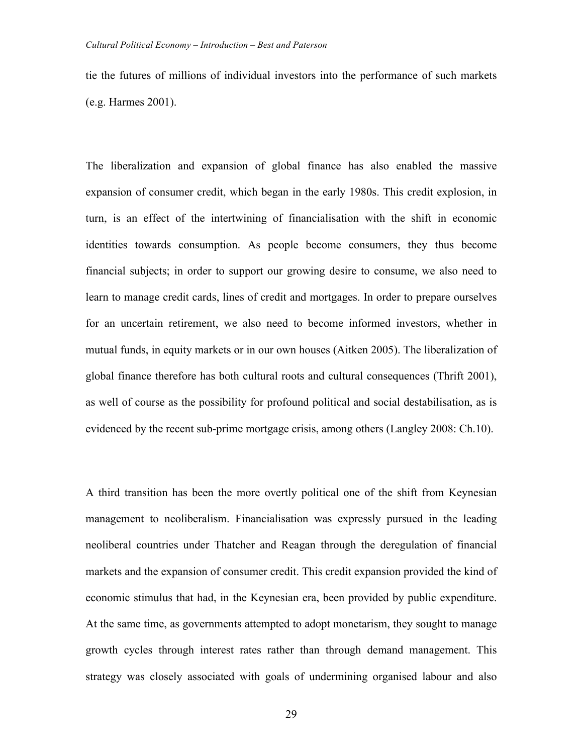tie the futures of millions of individual investors into the performance of such markets (e.g. Harmes 2001).

The liberalization and expansion of global finance has also enabled the massive expansion of consumer credit, which began in the early 1980s. This credit explosion, in turn, is an effect of the intertwining of financialisation with the shift in economic identities towards consumption. As people become consumers, they thus become financial subjects; in order to support our growing desire to consume, we also need to learn to manage credit cards, lines of credit and mortgages. In order to prepare ourselves for an uncertain retirement, we also need to become informed investors, whether in mutual funds, in equity markets or in our own houses (Aitken 2005). The liberalization of global finance therefore has both cultural roots and cultural consequences (Thrift 2001), as well of course as the possibility for profound political and social destabilisation, as is evidenced by the recent sub-prime mortgage crisis, among others (Langley 2008: Ch.10).

A third transition has been the more overtly political one of the shift from Keynesian management to neoliberalism. Financialisation was expressly pursued in the leading neoliberal countries under Thatcher and Reagan through the deregulation of financial markets and the expansion of consumer credit. This credit expansion provided the kind of economic stimulus that had, in the Keynesian era, been provided by public expenditure. At the same time, as governments attempted to adopt monetarism, they sought to manage growth cycles through interest rates rather than through demand management. This strategy was closely associated with goals of undermining organised labour and also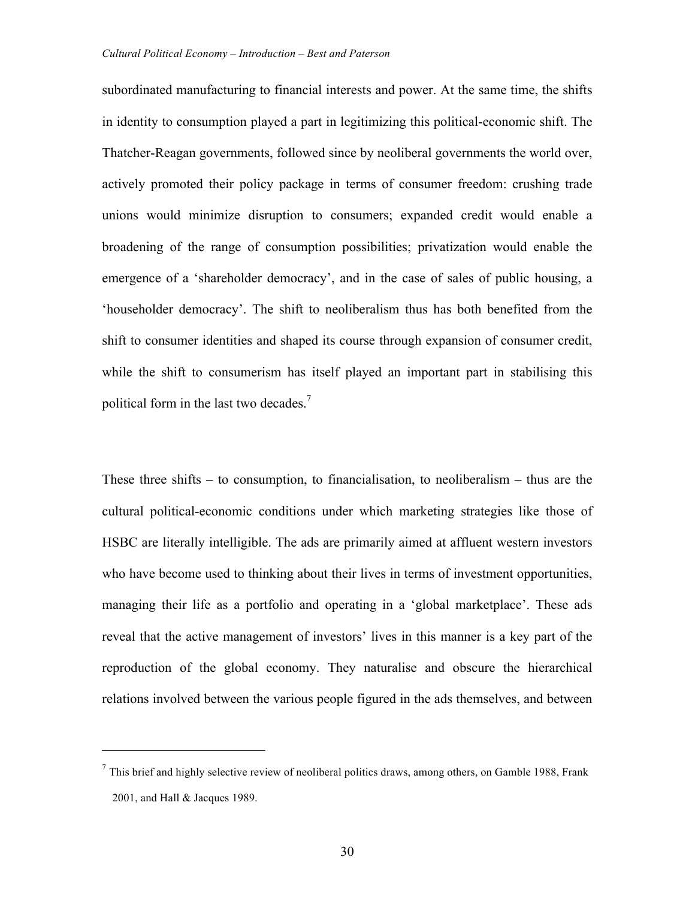subordinated manufacturing to financial interests and power. At the same time, the shifts in identity to consumption played a part in legitimizing this political-economic shift. The Thatcher-Reagan governments, followed since by neoliberal governments the world over, actively promoted their policy package in terms of consumer freedom: crushing trade unions would minimize disruption to consumers; expanded credit would enable a broadening of the range of consumption possibilities; privatization would enable the emergence of a 'shareholder democracy', and in the case of sales of public housing, a 'householder democracy'. The shift to neoliberalism thus has both benefited from the shift to consumer identities and shaped its course through expansion of consumer credit, while the shift to consumerism has itself played an important part in stabilising this political form in the last two decades.[7]

These three shifts – to consumption, to financialisation, to neoliberalism – thus are the cultural political-economic conditions under which marketing strategies like those of HSBC are literally intelligible. The ads are primarily aimed at affluent western investors who have become used to thinking about their lives in terms of investment opportunities, managing their life as a portfolio and operating in a 'global marketplace'. These ads reveal that the active management of investors' lives in this manner is a key part of the reproduction of the global economy. They naturalise and obscure the hierarchical relations involved between the various people figured in the ads themselves, and between

---

[7] This brief and highly selective review of neoliberal politics draws, among others, on Gamble 1988, Frank 2001, and Hall & Jacques 1989.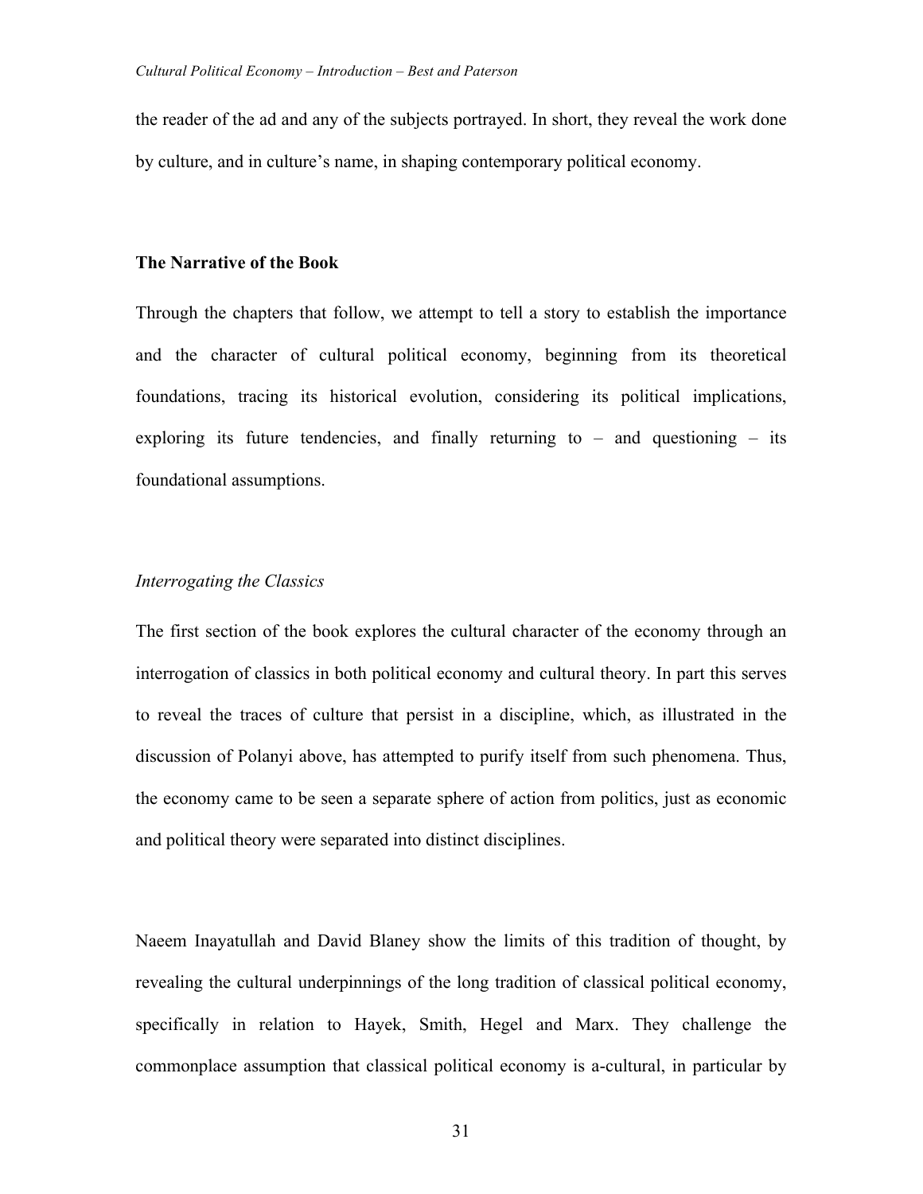the reader of the ad and any of the subjects portrayed. In short, they reveal the work done by culture, and in culture's name, in shaping contemporary political economy.

## The Narrative of the Book

Through the chapters that follow, we attempt to tell a story to establish the importance and the character of cultural political economy, beginning from its theoretical foundations, tracing its historical evolution, considering its political implications, exploring its future tendencies, and finally returning to – and questioning – its foundational assumptions.

### *Interrogating the Classics*

The first section of the book explores the cultural character of the economy through an interrogation of classics in both political economy and cultural theory. In part this serves to reveal the traces of culture that persist in a discipline, which, as illustrated in the discussion of Polanyi above, has attempted to purify itself from such phenomena. Thus, the economy came to be seen a separate sphere of action from politics, just as economic and political theory were separated into distinct disciplines.

Naeem Inayatullah and David Blaney show the limits of this tradition of thought, by revealing the cultural underpinnings of the long tradition of classical political economy, specifically in relation to Hayek, Smith, Hegel and Marx. They challenge the commonplace assumption that classical political economy is a-cultural, in particular by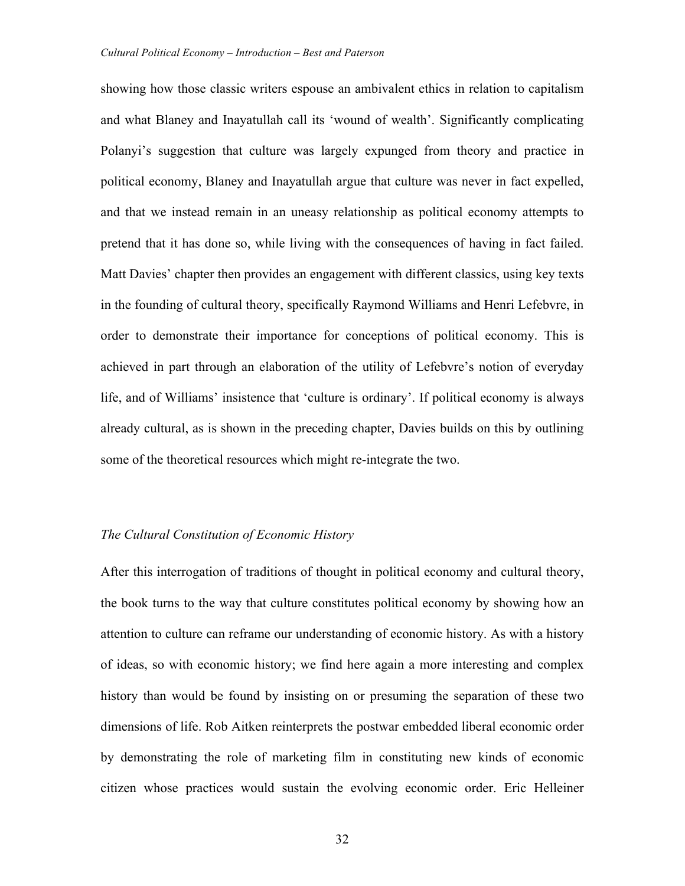showing how those classic writers espouse an ambivalent ethics in relation to capitalism and what Blaney and Inayatullah call its 'wound of wealth'. Significantly complicating Polanyi's suggestion that culture was largely expunged from theory and practice in political economy, Blaney and Inayatullah argue that culture was never in fact expelled, and that we instead remain in an uneasy relationship as political economy attempts to pretend that it has done so, while living with the consequences of having in fact failed. Matt Davies' chapter then provides an engagement with different classics, using key texts in the founding of cultural theory, specifically Raymond Williams and Henri Lefebvre, in order to demonstrate their importance for conceptions of political economy. This is achieved in part through an elaboration of the utility of Lefebvre's notion of everyday life, and of Williams' insistence that 'culture is ordinary'. If political economy is always already cultural, as is shown in the preceding chapter, Davies builds on this by outlining some of the theoretical resources which might re-integrate the two.

### *The Cultural Constitution of Economic History*

After this interrogation of traditions of thought in political economy and cultural theory, the book turns to the way that culture constitutes political economy by showing how an attention to culture can reframe our understanding of economic history. As with a history of ideas, so with economic history; we find here again a more interesting and complex history than would be found by insisting on or presuming the separation of these two dimensions of life. Rob Aitken reinterprets the postwar embedded liberal economic order by demonstrating the role of marketing film in constituting new kinds of economic citizen whose practices would sustain the evolving economic order. Eric Helleiner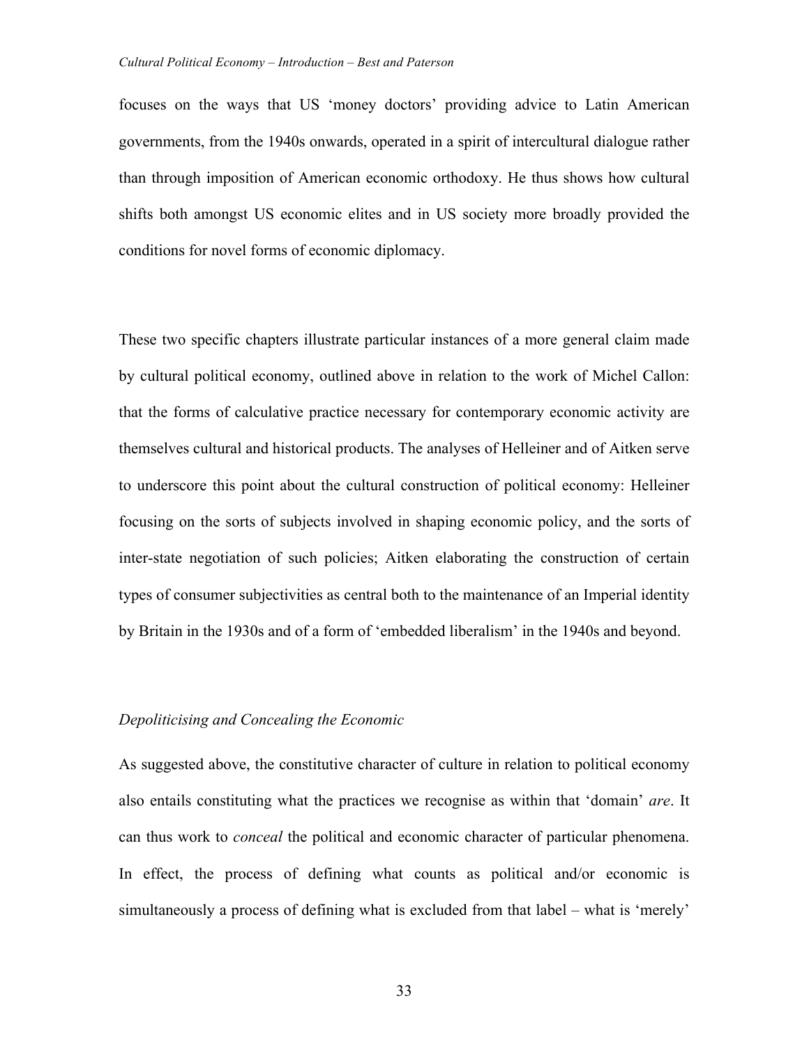focuses on the ways that US 'money doctors' providing advice to Latin American governments, from the 1940s onwards, operated in a spirit of intercultural dialogue rather than through imposition of American economic orthodoxy. He thus shows how cultural shifts both amongst US economic elites and in US society more broadly provided the conditions for novel forms of economic diplomacy.

These two specific chapters illustrate particular instances of a more general claim made by cultural political economy, outlined above in relation to the work of Michel Callon: that the forms of calculative practice necessary for contemporary economic activity are themselves cultural and historical products. The analyses of Helleiner and of Aitken serve to underscore this point about the cultural construction of political economy: Helleiner focusing on the sorts of subjects involved in shaping economic policy, and the sorts of inter-state negotiation of such policies; Aitken elaborating the construction of certain types of consumer subjectivities as central both to the maintenance of an Imperial identity by Britain in the 1930s and of a form of 'embedded liberalism' in the 1940s and beyond.

### *Depoliticising and Concealing the Economic*

As suggested above, the constitutive character of culture in relation to political economy also entails constituting what the practices we recognise as within that 'domain' *are*. It can thus work to *conceal* the political and economic character of particular phenomena. In effect, the process of defining what counts as political and/or economic is simultaneously a process of defining what is excluded from that label – what is 'merely'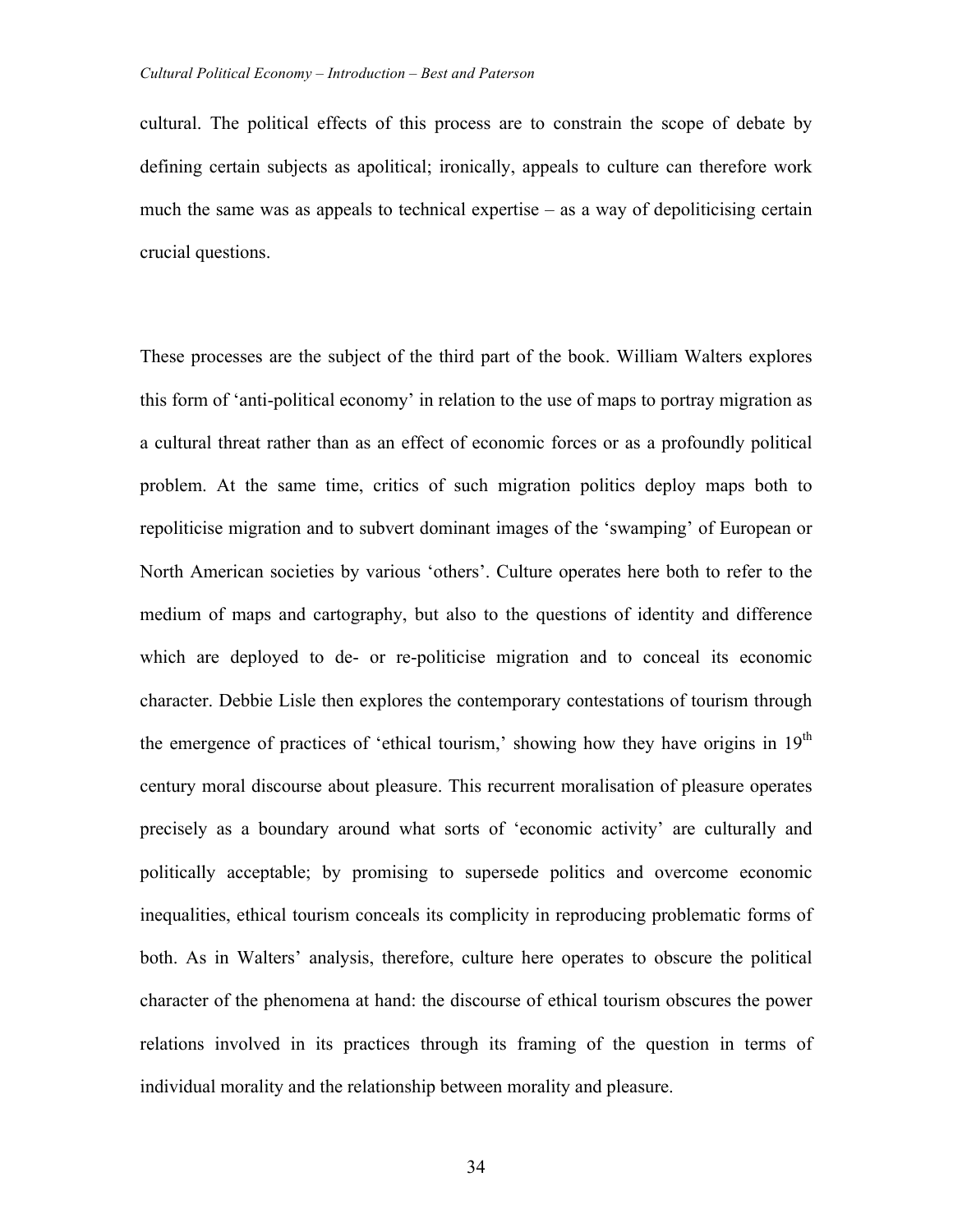cultural. The political effects of this process are to constrain the scope of debate by defining certain subjects as apolitical; ironically, appeals to culture can therefore work much the same was as appeals to technical expertise – as a way of depoliticising certain crucial questions.

These processes are the subject of the third part of the book. William Walters explores this form of 'anti-political economy' in relation to the use of maps to portray migration as a cultural threat rather than as an effect of economic forces or as a profoundly political problem. At the same time, critics of such migration politics deploy maps both to repoliticise migration and to subvert dominant images of the 'swamping' of European or North American societies by various 'others'. Culture operates here both to refer to the medium of maps and cartography, but also to the questions of identity and difference which are deployed to de- or re-politicise migration and to conceal its economic character. Debbie Lisle then explores the contemporary contestations of tourism through the emergence of practices of 'ethical tourism,' showing how they have origins in 19th century moral discourse about pleasure. This recurrent moralisation of pleasure operates precisely as a boundary around what sorts of 'economic activity' are culturally and politically acceptable; by promising to supersede politics and overcome economic inequalities, ethical tourism conceals its complicity in reproducing problematic forms of both. As in Walters' analysis, therefore, culture here operates to obscure the political character of the phenomena at hand: the discourse of ethical tourism obscures the power relations involved in its practices through its framing of the question in terms of individual morality and the relationship between morality and pleasure.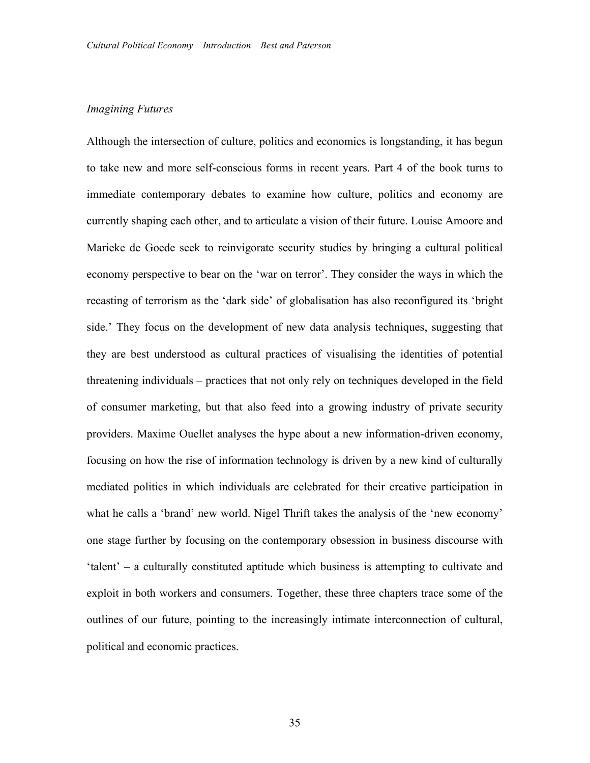*Imagining Futures*

Although the intersection of culture, politics and economics is longstanding, it has begun to take new and more self-conscious forms in recent years. Part 4 of the book turns to immediate contemporary debates to examine how culture, politics and economy are currently shaping each other, and to articulate a vision of their future. Louise Amoore and Marieke de Goede seek to reinvigorate security studies by bringing a cultural political economy perspective to bear on the 'war on terror'. They consider the ways in which the recasting of terrorism as the 'dark side' of globalisation has also reconfigured its 'bright side.' They focus on the development of new data analysis techniques, suggesting that they are best understood as cultural practices of visualising the identities of potential threatening individuals – practices that not only rely on techniques developed in the field of consumer marketing, but that also feed into a growing industry of private security providers. Maxime Ouellet analyses the hype about a new information-driven economy, focusing on how the rise of information technology is driven by a new kind of culturally mediated politics in which individuals are celebrated for their creative participation in what he calls a 'brand' new world. Nigel Thrift takes the analysis of the 'new economy' one stage further by focusing on the contemporary obsession in business discourse with 'talent' – a culturally constituted aptitude which business is attempting to cultivate and exploit in both workers and consumers. Together, these three chapters trace some of the outlines of our future, pointing to the increasingly intimate interconnection of cultural, political and economic practices.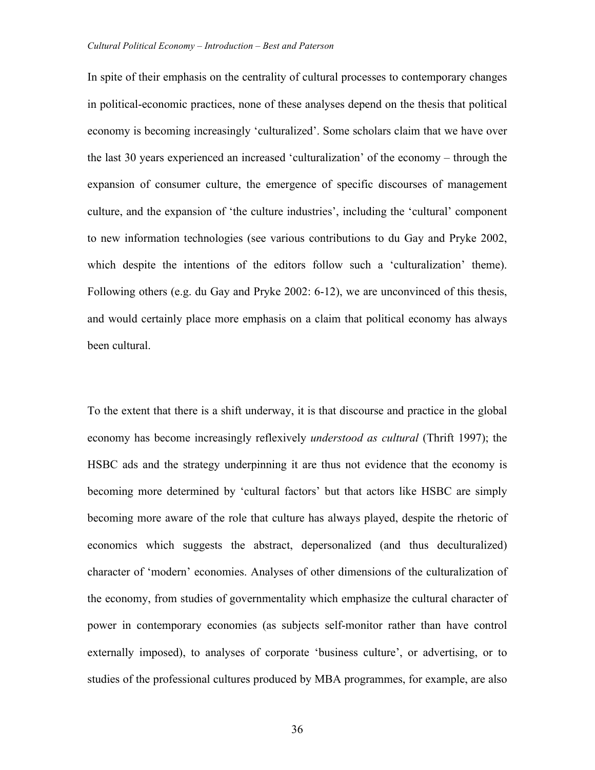In spite of their emphasis on the centrality of cultural processes to contemporary changes in political-economic practices, none of these analyses depend on the thesis that political economy is becoming increasingly 'culturalized'. Some scholars claim that we have over the last 30 years experienced an increased 'culturalization' of the economy – through the expansion of consumer culture, the emergence of specific discourses of management culture, and the expansion of 'the culture industries', including the 'cultural' component to new information technologies (see various contributions to du Gay and Pryke 2002, which despite the intentions of the editors follow such a 'culturalization' theme). Following others (e.g. du Gay and Pryke 2002: 6-12), we are unconvinced of this thesis, and would certainly place more emphasis on a claim that political economy has always been cultural.

To the extent that there is a shift underway, it is that discourse and practice in the global economy has become increasingly reflexively *understood as cultural* (Thrift 1997); the HSBC ads and the strategy underpinning it are thus not evidence that the economy is becoming more determined by 'cultural factors' but that actors like HSBC are simply becoming more aware of the role that culture has always played, despite the rhetoric of economics which suggests the abstract, depersonalized (and thus deculturalized) character of 'modern' economies. Analyses of other dimensions of the culturalization of the economy, from studies of governmentality which emphasize the cultural character of power in contemporary economies (as subjects self-monitor rather than have control externally imposed), to analyses of corporate 'business culture', or advertising, or to studies of the professional cultures produced by MBA programmes, for example, are also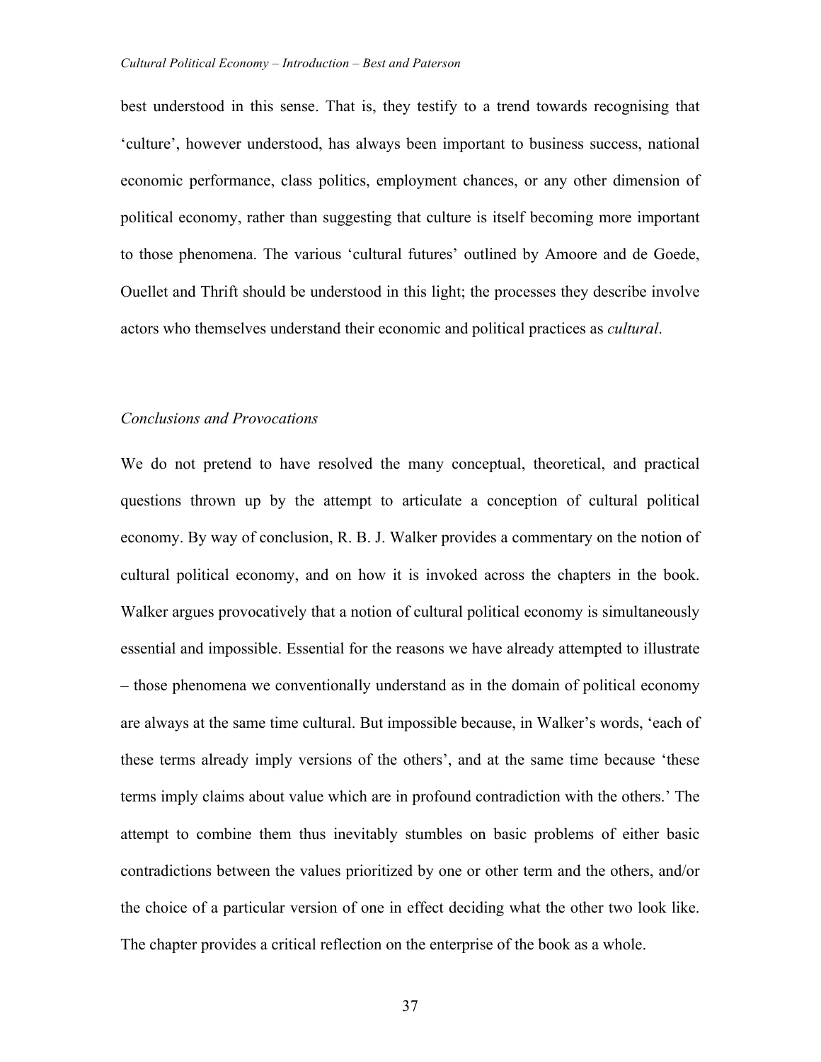best understood in this sense. That is, they testify to a trend towards recognising that 'culture', however understood, has always been important to business success, national economic performance, class politics, employment chances, or any other dimension of political economy, rather than suggesting that culture is itself becoming more important to those phenomena. The various 'cultural futures' outlined by Amoore and de Goede, Ouellet and Thrift should be understood in this light; the processes they describe involve actors who themselves understand their economic and political practices as *cultural*.

## *Conclusions and Provocations*

We do not pretend to have resolved the many conceptual, theoretical, and practical questions thrown up by the attempt to articulate a conception of cultural political economy. By way of conclusion, R. B. J. Walker provides a commentary on the notion of cultural political economy, and on how it is invoked across the chapters in the book. Walker argues provocatively that a notion of cultural political economy is simultaneously essential and impossible. Essential for the reasons we have already attempted to illustrate – those phenomena we conventionally understand as in the domain of political economy are always at the same time cultural. But impossible because, in Walker's words, 'each of these terms already imply versions of the others', and at the same time because 'these terms imply claims about value which are in profound contradiction with the others.' The attempt to combine them thus inevitably stumbles on basic problems of either basic contradictions between the values prioritized by one or other term and the others, and/or the choice of a particular version of one in effect deciding what the other two look like. The chapter provides a critical reflection on the enterprise of the book as a whole.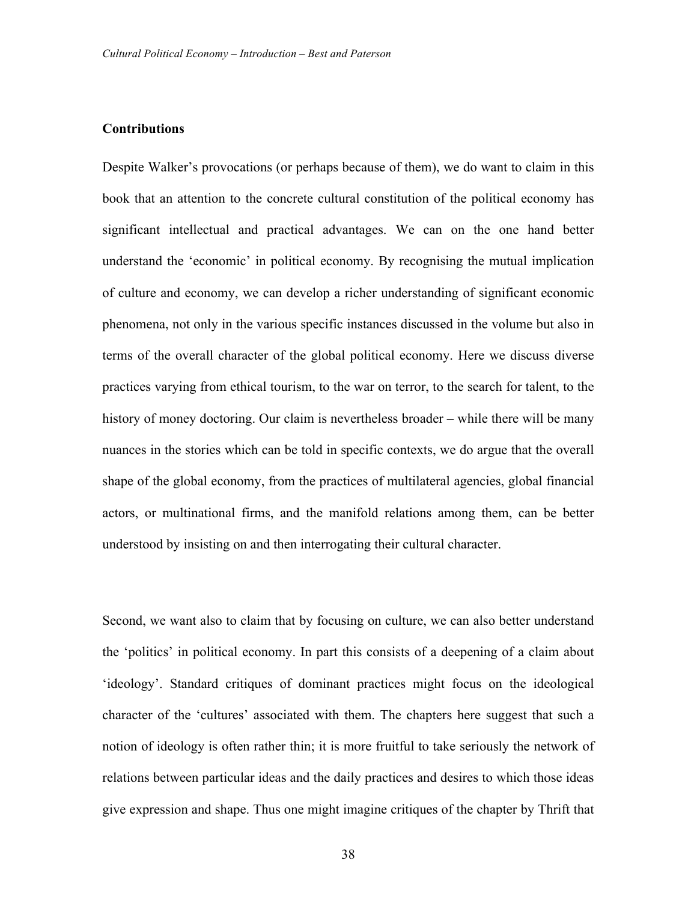**Contributions**

Despite Walker's provocations (or perhaps because of them), we do want to claim in this book that an attention to the concrete cultural constitution of the political economy has significant intellectual and practical advantages. We can on the one hand better understand the 'economic' in political economy. By recognising the mutual implication of culture and economy, we can develop a richer understanding of significant economic phenomena, not only in the various specific instances discussed in the volume but also in terms of the overall character of the global political economy. Here we discuss diverse practices varying from ethical tourism, to the war on terror, to the search for talent, to the history of money doctoring. Our claim is nevertheless broader – while there will be many nuances in the stories which can be told in specific contexts, we do argue that the overall shape of the global economy, from the practices of multilateral agencies, global financial actors, or multinational firms, and the manifold relations among them, can be better understood by insisting on and then interrogating their cultural character.

Second, we want also to claim that by focusing on culture, we can also better understand the 'politics' in political economy. In part this consists of a deepening of a claim about 'ideology'. Standard critiques of dominant practices might focus on the ideological character of the 'cultures' associated with them. The chapters here suggest that such a notion of ideology is often rather thin; it is more fruitful to take seriously the network of relations between particular ideas and the daily practices and desires to which those ideas give expression and shape. Thus one might imagine critiques of the chapter by Thrift that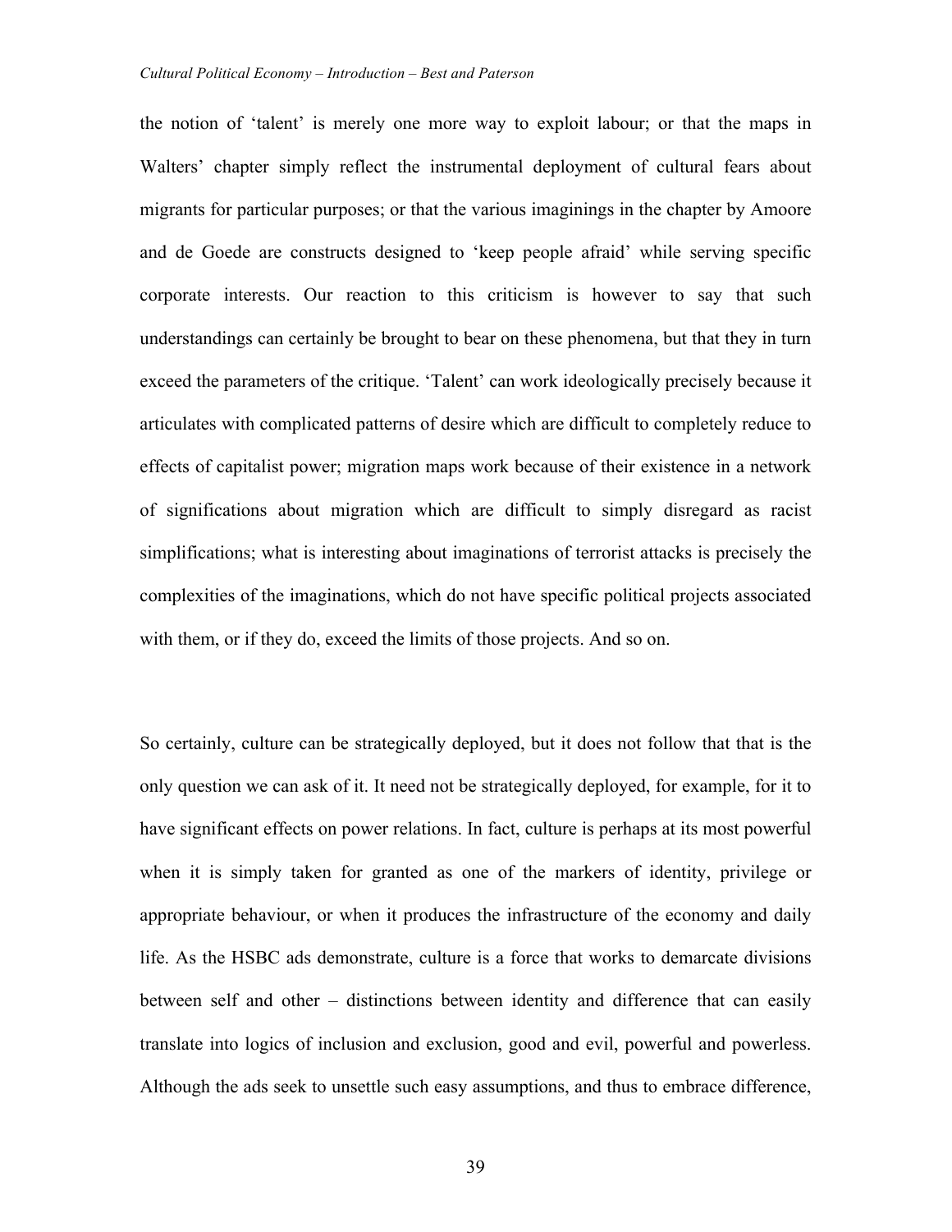the notion of 'talent' is merely one more way to exploit labour; or that the maps in Walters' chapter simply reflect the instrumental deployment of cultural fears about migrants for particular purposes; or that the various imaginings in the chapter by Amoore and de Goede are constructs designed to 'keep people afraid' while serving specific corporate interests. Our reaction to this criticism is however to say that such understandings can certainly be brought to bear on these phenomena, but that they in turn exceed the parameters of the critique. 'Talent' can work ideologically precisely because it articulates with complicated patterns of desire which are difficult to completely reduce to effects of capitalist power; migration maps work because of their existence in a network of significations about migration which are difficult to simply disregard as racist simplifications; what is interesting about imaginations of terrorist attacks is precisely the complexities of the imaginations, which do not have specific political projects associated with them, or if they do, exceed the limits of those projects. And so on.

So certainly, culture can be strategically deployed, but it does not follow that that is the only question we can ask of it. It need not be strategically deployed, for example, for it to have significant effects on power relations. In fact, culture is perhaps at its most powerful when it is simply taken for granted as one of the markers of identity, privilege or appropriate behaviour, or when it produces the infrastructure of the economy and daily life. As the HSBC ads demonstrate, culture is a force that works to demarcate divisions between self and other – distinctions between identity and difference that can easily translate into logics of inclusion and exclusion, good and evil, powerful and powerless. Although the ads seek to unsettle such easy assumptions, and thus to embrace difference,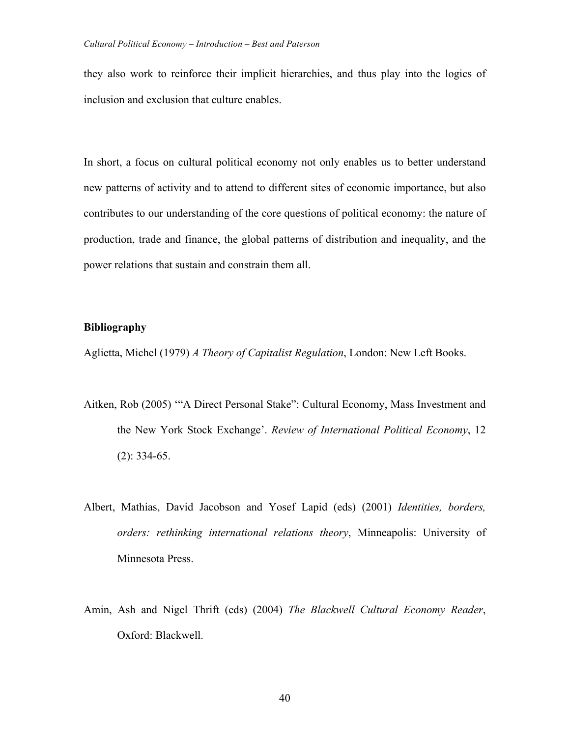they also work to reinforce their implicit hierarchies, and thus play into the logics of inclusion and exclusion that culture enables.

In short, a focus on cultural political economy not only enables us to better understand new patterns of activity and to attend to different sites of economic importance, but also contributes to our understanding of the core questions of political economy: the nature of production, trade and finance, the global patterns of distribution and inequality, and the power relations that sustain and constrain them all.

**Bibliography**

Aglietta, Michel (1979) *A Theory of Capitalist Regulation*, London: New Left Books.

Aitken, Rob (2005) '"A Direct Personal Stake": Cultural Economy, Mass Investment and the New York Stock Exchange'. *Review of International Political Economy*, 12 (2): 334-65.

Albert, Mathias, David Jacobson and Yosef Lapid (eds) (2001) *Identities, borders, orders: rethinking international relations theory*, Minneapolis: University of Minnesota Press.

Amin, Ash and Nigel Thrift (eds) (2004) *The Blackwell Cultural Economy Reader*, Oxford: Blackwell.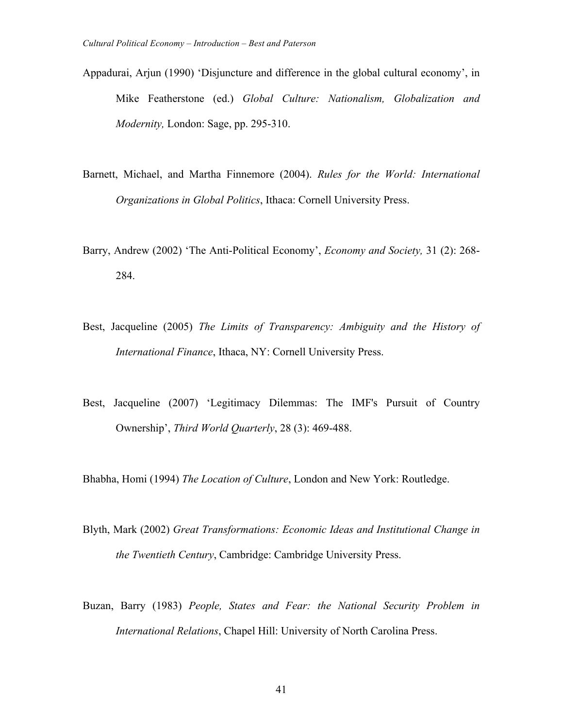Appadurai, Arjun (1990) 'Disjuncture and difference in the global cultural economy', in Mike Featherstone (ed.) *Global Culture: Nationalism, Globalization and Modernity,* London: Sage, pp. 295-310.

Barnett, Michael, and Martha Finnemore (2004). *Rules for the World: International Organizations in Global Politics*, Ithaca: Cornell University Press.

Barry, Andrew (2002) 'The Anti-Political Economy', *Economy and Society,* 31 (2): 268-284.

Best, Jacqueline (2005) *The Limits of Transparency: Ambiguity and the History of International Finance*, Ithaca, NY: Cornell University Press.

Best, Jacqueline (2007) 'Legitimacy Dilemmas: The IMF's Pursuit of Country Ownership', *Third World Quarterly*, 28 (3): 469-488.

Bhabha, Homi (1994) *The Location of Culture*, London and New York: Routledge.

Blyth, Mark (2002) *Great Transformations: Economic Ideas and Institutional Change in the Twentieth Century*, Cambridge: Cambridge University Press.

Buzan, Barry (1983) *People, States and Fear: the National Security Problem in International Relations*, Chapel Hill: University of North Carolina Press.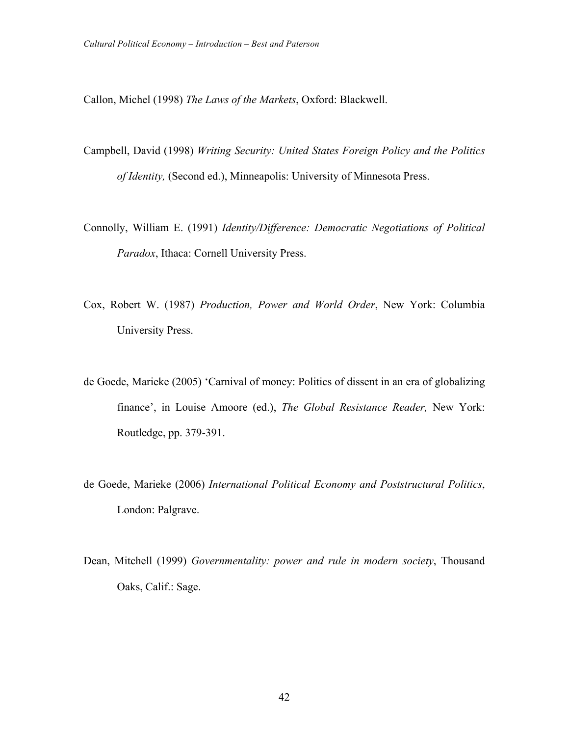Callon, Michel (1998) *The Laws of the Markets*, Oxford: Blackwell.

Campbell, David (1998) *Writing Security: United States Foreign Policy and the Politics of Identity,* (Second ed.), Minneapolis: University of Minnesota Press.

Connolly, William E. (1991) *Identity/Difference: Democratic Negotiations of Political Paradox*, Ithaca: Cornell University Press.

Cox, Robert W. (1987) *Production, Power and World Order*, New York: Columbia University Press.

de Goede, Marieke (2005) 'Carnival of money: Politics of dissent in an era of globalizing finance', in Louise Amoore (ed.), *The Global Resistance Reader,* New York: Routledge, pp. 379-391.

de Goede, Marieke (2006) *International Political Economy and Poststructural Politics*, London: Palgrave.

Dean, Mitchell (1999) *Governmentality: power and rule in modern society*, Thousand Oaks, Calif.: Sage.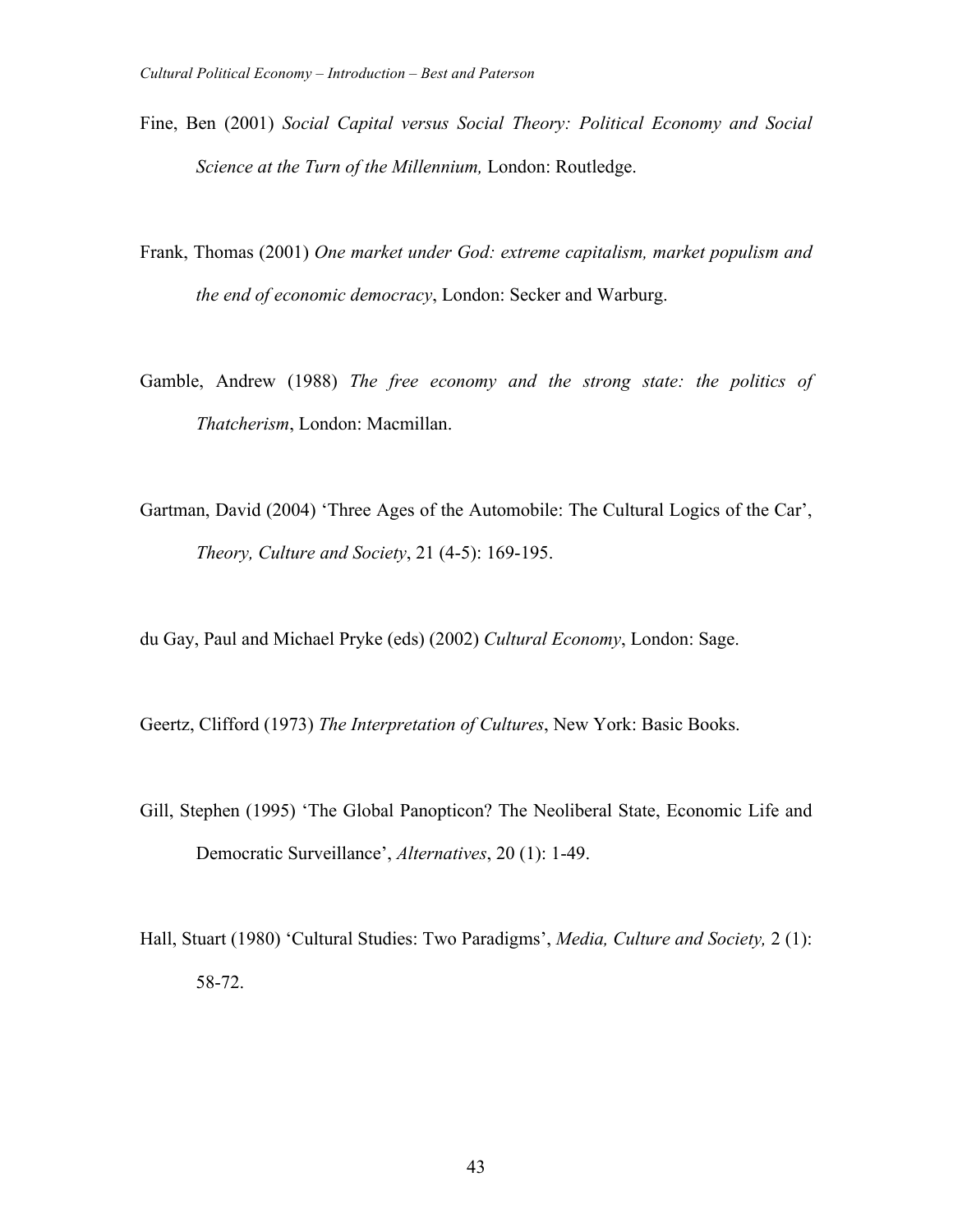Fine, Ben (2001) *Social Capital versus Social Theory: Political Economy and Social Science at the Turn of the Millennium,* London: Routledge.

Frank, Thomas (2001) *One market under God: extreme capitalism, market populism and the end of economic democracy*, London: Secker and Warburg.

Gamble, Andrew (1988) *The free economy and the strong state: the politics of Thatcherism*, London: Macmillan.

Gartman, David (2004) 'Three Ages of the Automobile: The Cultural Logics of the Car', *Theory, Culture and Society*, 21 (4-5): 169-195.

du Gay, Paul and Michael Pryke (eds) (2002) *Cultural Economy*, London: Sage.

Geertz, Clifford (1973) *The Interpretation of Cultures*, New York: Basic Books.

Gill, Stephen (1995) 'The Global Panopticon? The Neoliberal State, Economic Life and Democratic Surveillance', *Alternatives*, 20 (1): 1-49.

Hall, Stuart (1980) 'Cultural Studies: Two Paradigms', *Media, Culture and Society,* 2 (1): 58-72.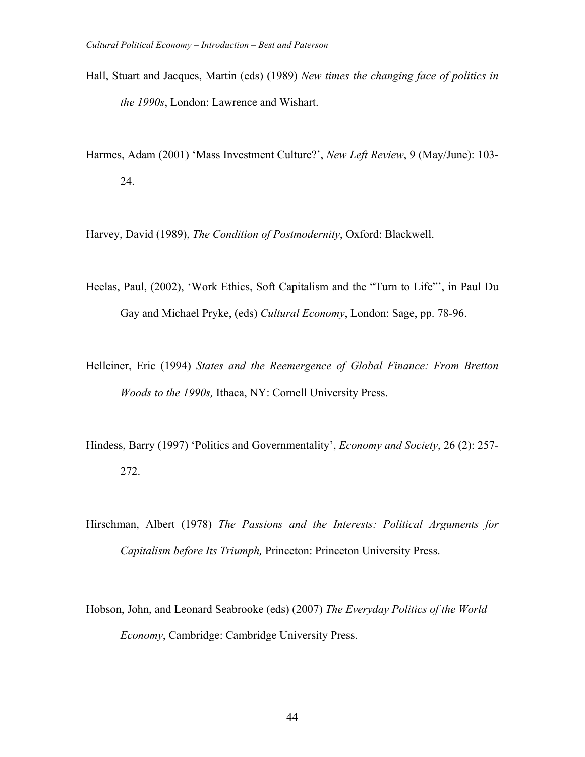Hall, Stuart and Jacques, Martin (eds) (1989) *New times the changing face of politics in the 1990s*, London: Lawrence and Wishart.

Harmes, Adam (2001) 'Mass Investment Culture?', *New Left Review*, 9 (May/June): 103-24.

Harvey, David (1989), *The Condition of Postmodernity*, Oxford: Blackwell.

Heelas, Paul, (2002), 'Work Ethics, Soft Capitalism and the "Turn to Life"', in Paul Du Gay and Michael Pryke, (eds) *Cultural Economy*, London: Sage, pp. 78-96.

Helleiner, Eric (1994) *States and the Reemergence of Global Finance: From Bretton Woods to the 1990s,* Ithaca, NY: Cornell University Press.

Hindess, Barry (1997) 'Politics and Governmentality', *Economy and Society*, 26 (2): 257-272.

Hirschman, Albert (1978) *The Passions and the Interests: Political Arguments for Capitalism before Its Triumph,* Princeton: Princeton University Press.

Hobson, John, and Leonard Seabrooke (eds) (2007) *The Everyday Politics of the World Economy*, Cambridge: Cambridge University Press.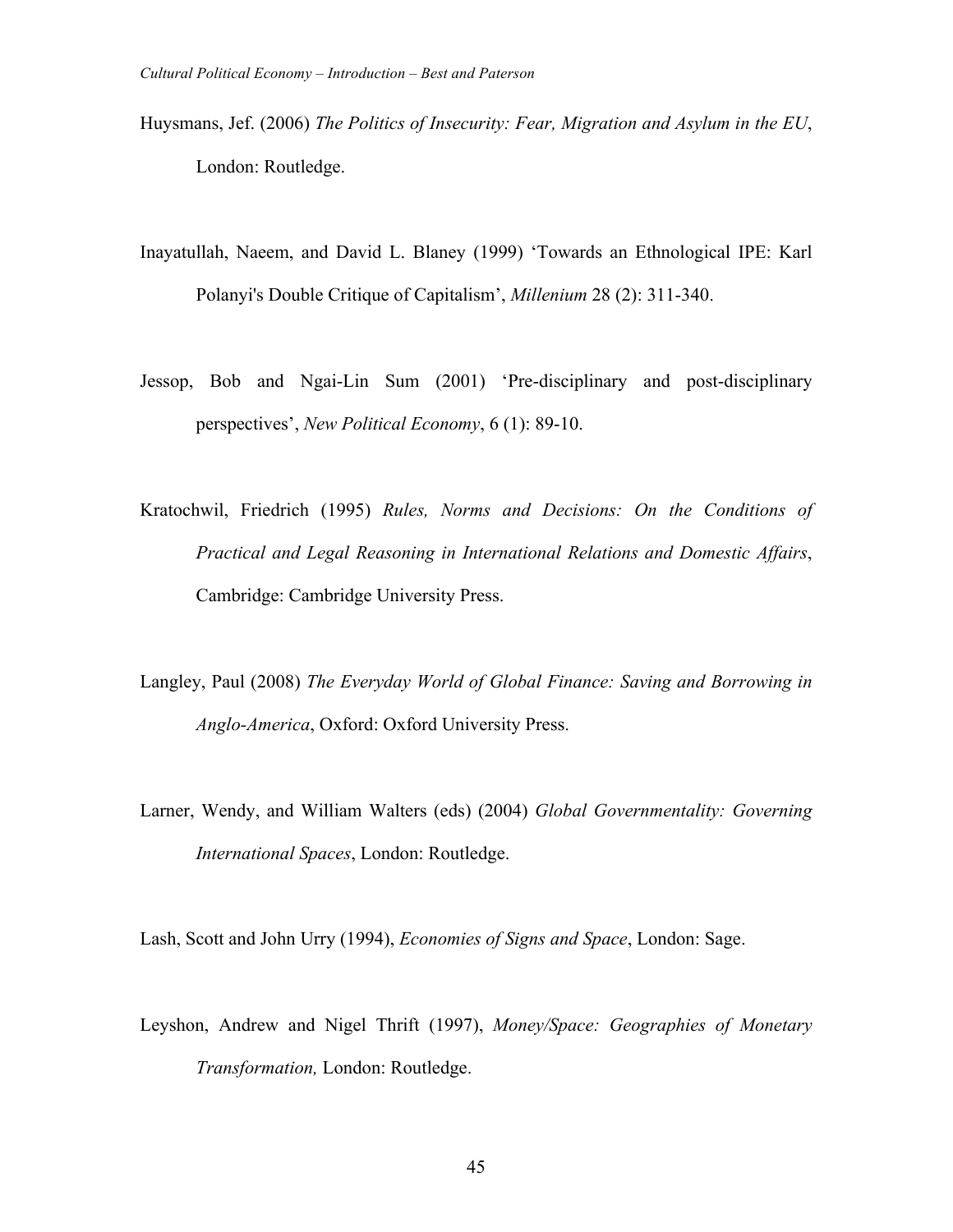Huysmans, Jef. (2006) *The Politics of Insecurity: Fear, Migration and Asylum in the EU*, London: Routledge.

Inayatullah, Naeem, and David L. Blaney (1999) 'Towards an Ethnological IPE: Karl Polanyi's Double Critique of Capitalism', *Millenium* 28 (2): 311-340.

Jessop, Bob and Ngai-Lin Sum (2001) 'Pre-disciplinary and post-disciplinary perspectives', *New Political Economy*, 6 (1): 89-10.

Kratochwil, Friedrich (1995) *Rules, Norms and Decisions: On the Conditions of Practical and Legal Reasoning in International Relations and Domestic Affairs*, Cambridge: Cambridge University Press.

Langley, Paul (2008) *The Everyday World of Global Finance: Saving and Borrowing in Anglo-America*, Oxford: Oxford University Press.

Larner, Wendy, and William Walters (eds) (2004) *Global Governmentality: Governing International Spaces*, London: Routledge.

Lash, Scott and John Urry (1994), *Economies of Signs and Space*, London: Sage.

Leyshon, Andrew and Nigel Thrift (1997), *Money/Space: Geographies of Monetary Transformation,* London: Routledge.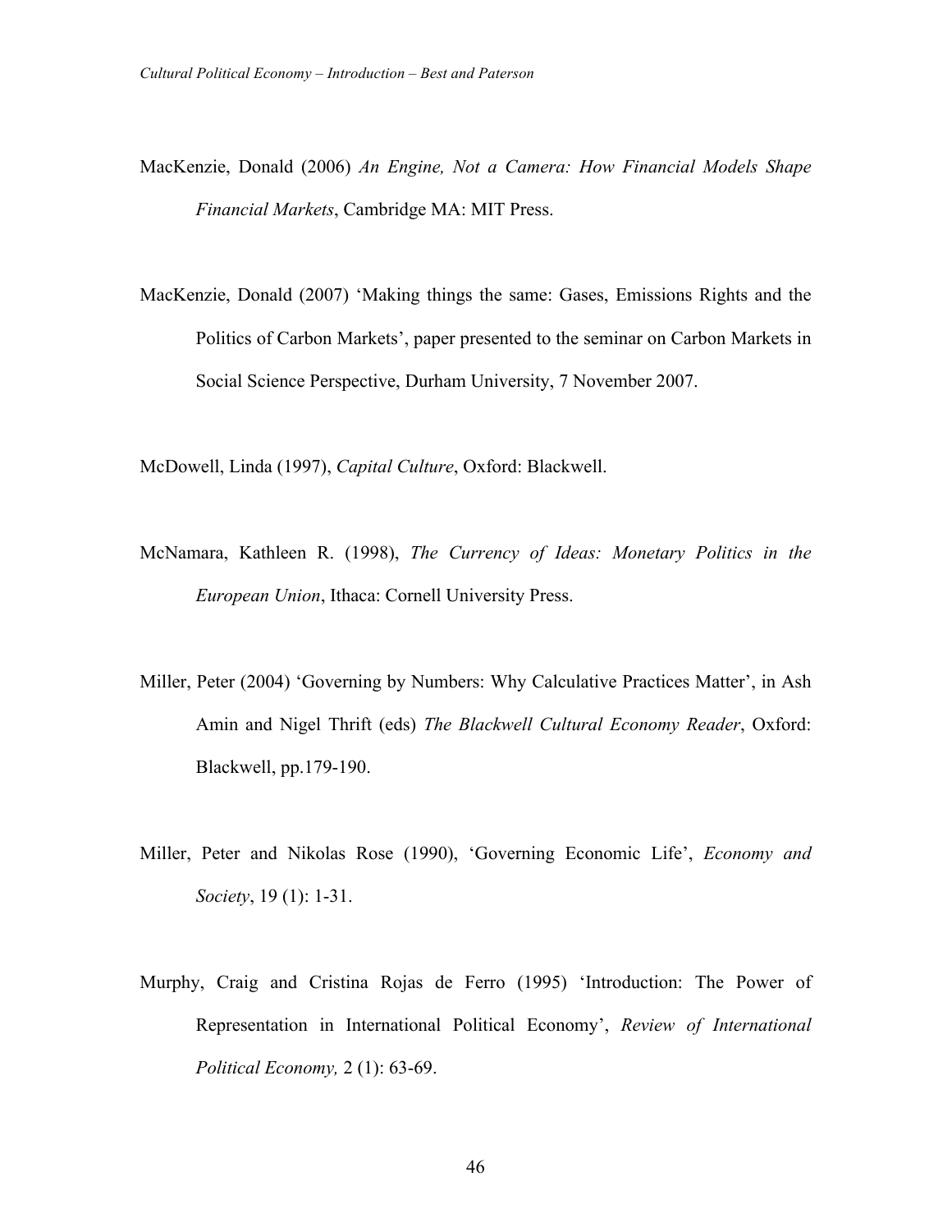MacKenzie, Donald (2006) *An Engine, Not a Camera: How Financial Models Shape Financial Markets*, Cambridge MA: MIT Press.

MacKenzie, Donald (2007) 'Making things the same: Gases, Emissions Rights and the Politics of Carbon Markets', paper presented to the seminar on Carbon Markets in Social Science Perspective, Durham University, 7 November 2007.

McDowell, Linda (1997), *Capital Culture*, Oxford: Blackwell.

McNamara, Kathleen R. (1998), *The Currency of Ideas: Monetary Politics in the European Union*, Ithaca: Cornell University Press.

Miller, Peter (2004) 'Governing by Numbers: Why Calculative Practices Matter', in Ash Amin and Nigel Thrift (eds) *The Blackwell Cultural Economy Reader*, Oxford: Blackwell, pp.179-190.

Miller, Peter and Nikolas Rose (1990), 'Governing Economic Life', *Economy and Society*, 19 (1): 1-31.

Murphy, Craig and Cristina Rojas de Ferro (1995) 'Introduction: The Power of Representation in International Political Economy', *Review of International Political Economy,* 2 (1): 63-69.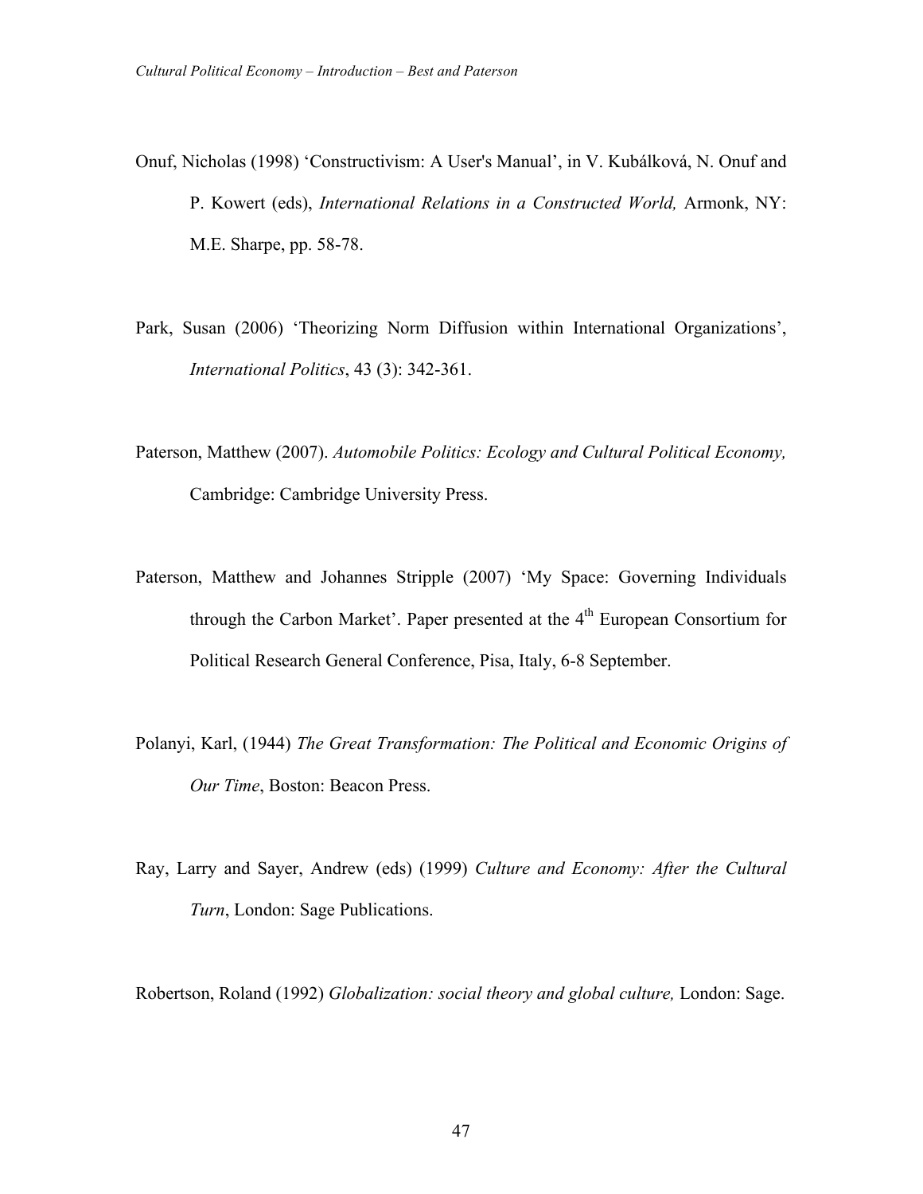Onuf, Nicholas (1998) 'Constructivism: A User's Manual', in V. Kubálková, N. Onuf and P. Kowert (eds), *International Relations in a Constructed World,* Armonk, NY: M.E. Sharpe, pp. 58-78.

Park, Susan (2006) 'Theorizing Norm Diffusion within International Organizations', *International Politics*, 43 (3): 342-361.

Paterson, Matthew (2007). *Automobile Politics: Ecology and Cultural Political Economy,* Cambridge: Cambridge University Press.

Paterson, Matthew and Johannes Stripple (2007) 'My Space: Governing Individuals through the Carbon Market'. Paper presented at the 4th European Consortium for Political Research General Conference, Pisa, Italy, 6-8 September.

Polanyi, Karl, (1944) *The Great Transformation: The Political and Economic Origins of Our Time*, Boston: Beacon Press.

Ray, Larry and Sayer, Andrew (eds) (1999) *Culture and Economy: After the Cultural Turn*, London: Sage Publications.

Robertson, Roland (1992) *Globalization: social theory and global culture,* London: Sage.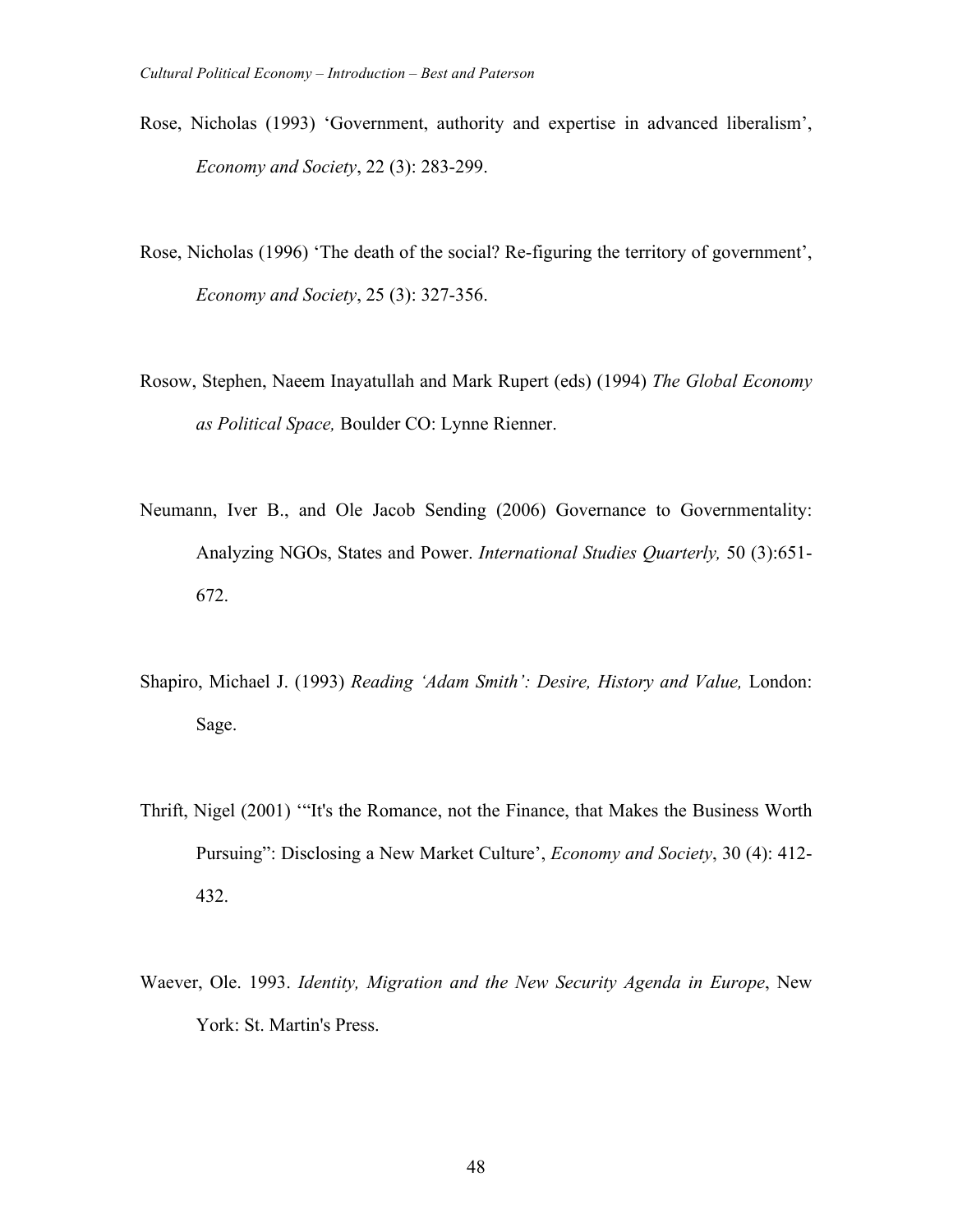Rose, Nicholas (1993) 'Government, authority and expertise in advanced liberalism', *Economy and Society*, 22 (3): 283-299.

Rose, Nicholas (1996) 'The death of the social? Re-figuring the territory of government', *Economy and Society*, 25 (3): 327-356.

Rosow, Stephen, Naeem Inayatullah and Mark Rupert (eds) (1994) *The Global Economy as Political Space,* Boulder CO: Lynne Rienner.

Neumann, Iver B., and Ole Jacob Sending (2006) Governance to Governmentality: Analyzing NGOs, States and Power. *International Studies Quarterly,* 50 (3):651-672.

Shapiro, Michael J. (1993) *Reading 'Adam Smith': Desire, History and Value,* London: Sage.

Thrift, Nigel (2001) '"It's the Romance, not the Finance, that Makes the Business Worth Pursuing": Disclosing a New Market Culture', *Economy and Society*, 30 (4): 412-432.

Waever, Ole. 1993. *Identity, Migration and the New Security Agenda in Europe*, New York: St. Martin's Press.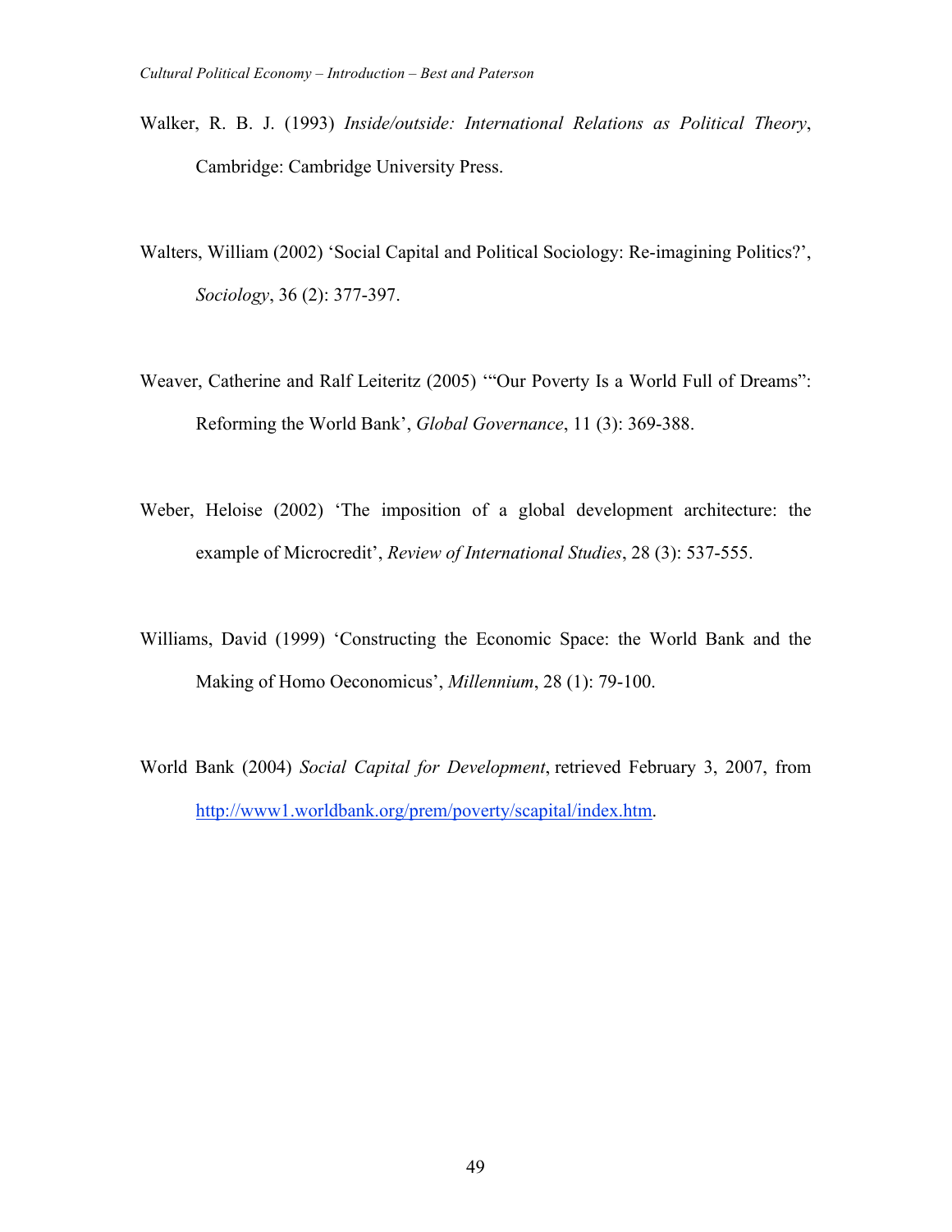Walker, R. B. J. (1993) *Inside/outside: International Relations as Political Theory*, Cambridge: Cambridge University Press.

Walters, William (2002) 'Social Capital and Political Sociology: Re-imagining Politics?', *Sociology*, 36 (2): 377-397.

Weaver, Catherine and Ralf Leiteritz (2005) '"Our Poverty Is a World Full of Dreams": Reforming the World Bank', *Global Governance*, 11 (3): 369-388.

Weber, Heloise (2002) 'The imposition of a global development architecture: the example of Microcredit', *Review of International Studies*, 28 (3): 537-555.

Williams, David (1999) 'Constructing the Economic Space: the World Bank and the Making of Homo Oeconomicus', *Millennium*, 28 (1): 79-100.

World Bank (2004) *Social Capital for Development*, retrieved February 3, 2007, from http://www1.worldbank.org/prem/poverty/scapital/index.htm.